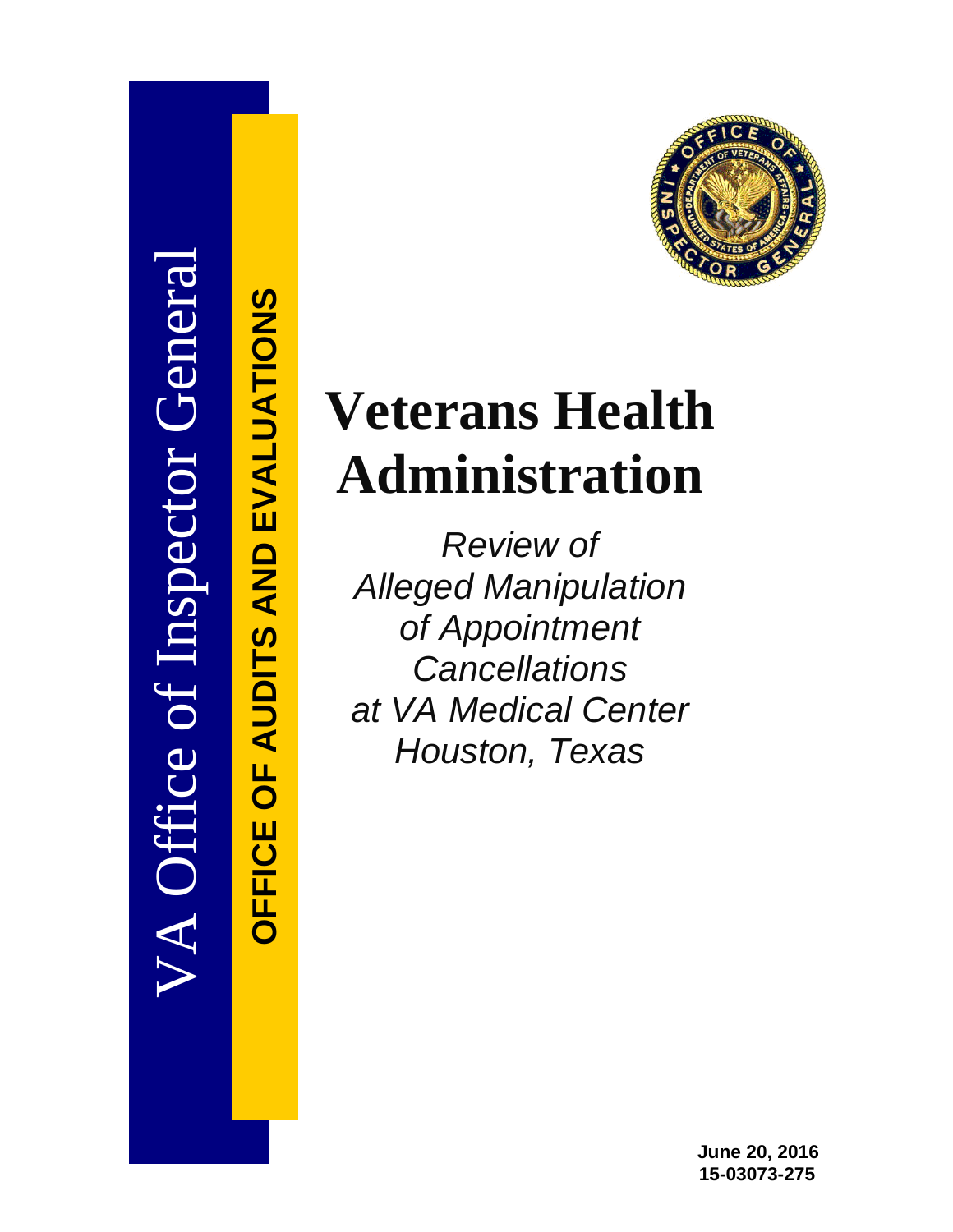VA Office of Inspector General

OFFICE OF AUDITS AND EVALUATIONS

# Veterans Health Administration

*Review of Alleged Manipulation of Appointment Cancellations at VA Medical Center Houston, Texas*

**June 20, 2016**
**15-03073-275**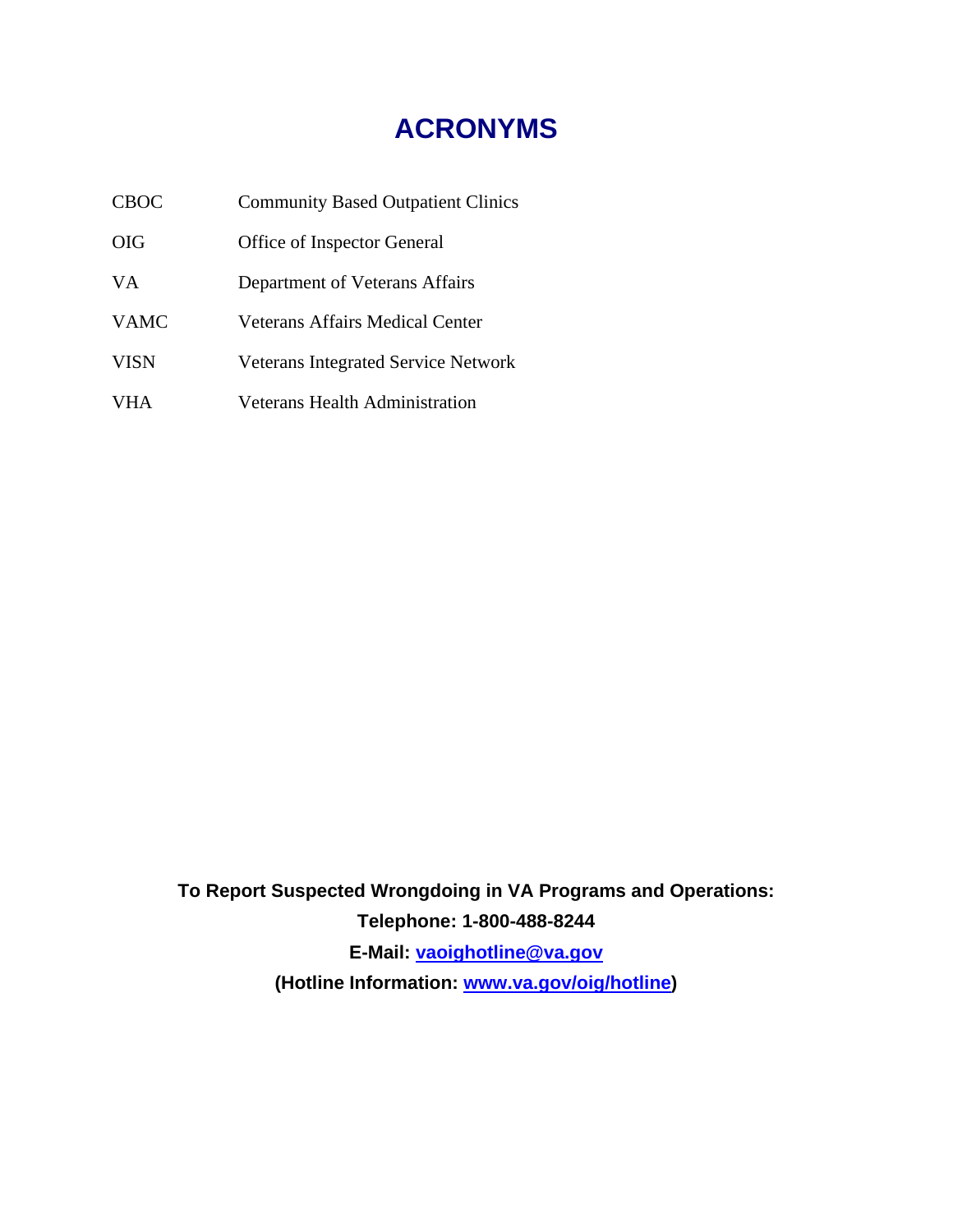# ACRONYMS

| | |
|---|---|
| CBOC | Community Based Outpatient Clinics |
| OIG | Office of Inspector General |
| VA | Department of Veterans Affairs |
| VAMC | Veterans Affairs Medical Center |
| VISN | Veterans Integrated Service Network |
| VHA | Veterans Health Administration |

**To Report Suspected Wrongdoing in VA Programs and Operations:**

**Telephone: 1-800-488-8244**

**E-Mail: [vaoighotline@va.gov](mailto:vaoighotline@va.gov)**

**(Hotline Information: [www.va.gov/oig/hotline](http://www.va.gov/oig/hotline))**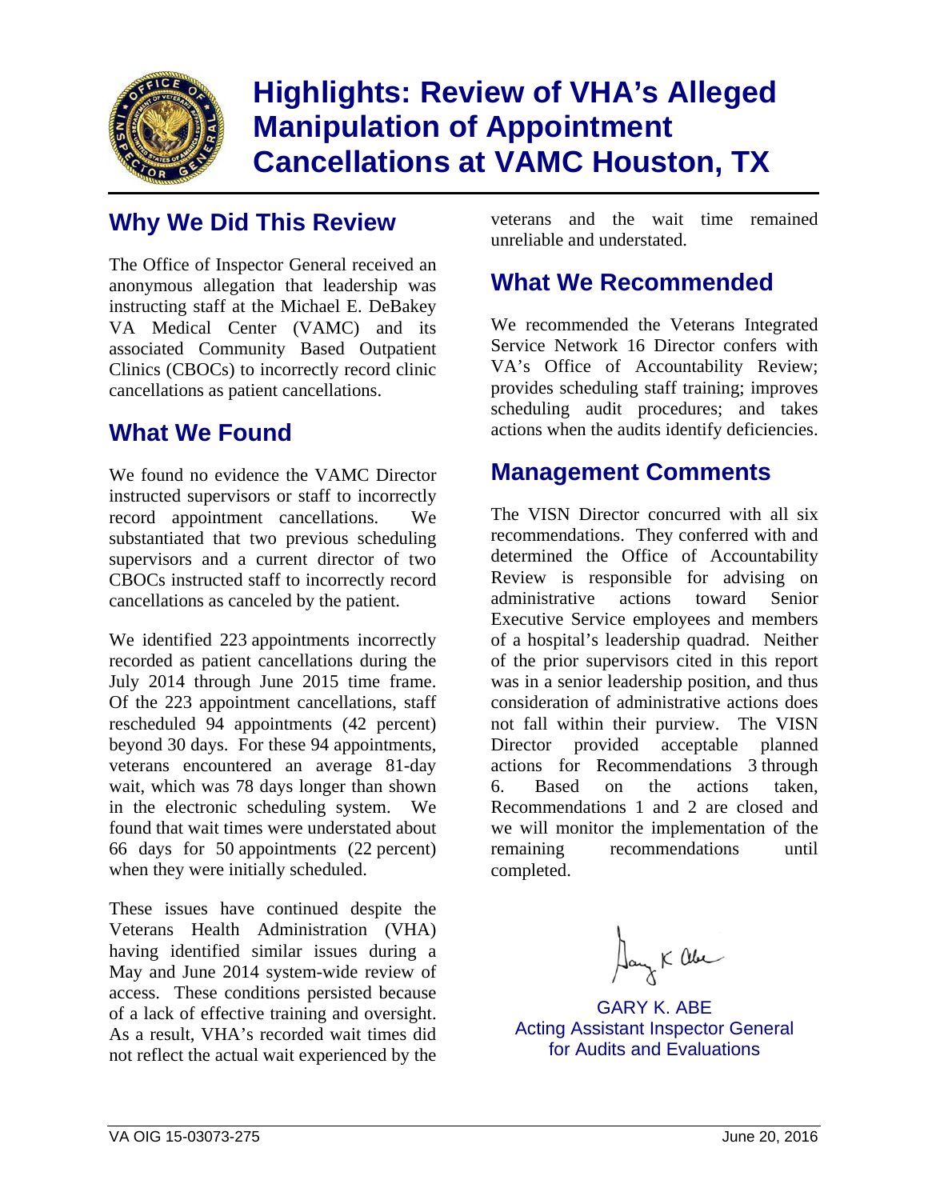# Highlights: Review of VHA's Alleged Manipulation of Appointment Cancellations at VAMC Houston, TX

## Why We Did This Review

The Office of Inspector General received an anonymous allegation that leadership was instructing staff at the Michael E. DeBakey VA Medical Center (VAMC) and its associated Community Based Outpatient Clinics (CBOCs) to incorrectly record clinic cancellations as patient cancellations.

## What We Found

We found no evidence the VAMC Director instructed supervisors or staff to incorrectly record appointment cancellations. We substantiated that two previous scheduling supervisors and a current director of two CBOCs instructed staff to incorrectly record cancellations as canceled by the patient.

We identified 223 appointments incorrectly recorded as patient cancellations during the July 2014 through June 2015 time frame. Of the 223 appointment cancellations, staff rescheduled 94 appointments (42 percent) beyond 30 days. For these 94 appointments, veterans encountered an average 81-day wait, which was 78 days longer than shown in the electronic scheduling system. We found that wait times were understated about 66 days for 50 appointments (22 percent) when they were initially scheduled.

These issues have continued despite the Veterans Health Administration (VHA) having identified similar issues during a May and June 2014 system-wide review of access. These conditions persisted because of a lack of effective training and oversight. As a result, VHA's recorded wait times did not reflect the actual wait experienced by the veterans and the wait time remained unreliable and understated.

## What We Recommended

We recommended the Veterans Integrated Service Network 16 Director confers with VA's Office of Accountability Review; provides scheduling staff training; improves scheduling audit procedures; and takes actions when the audits identify deficiencies.

## Management Comments

The VISN Director concurred with all six recommendations. They conferred with and determined the Office of Accountability Review is responsible for advising on administrative actions toward Senior Executive Service employees and members of a hospital's leadership quadrad. Neither of the prior supervisors cited in this report was in a senior leadership position, and thus consideration of administrative actions does not fall within their purview. The VISN Director provided acceptable planned actions for Recommendations 3 through 6. Based on the actions taken, Recommendations 1 and 2 are closed and we will monitor the implementation of the remaining recommendations until completed.

GARY K. ABE
Acting Assistant Inspector General
for Audits and Evaluations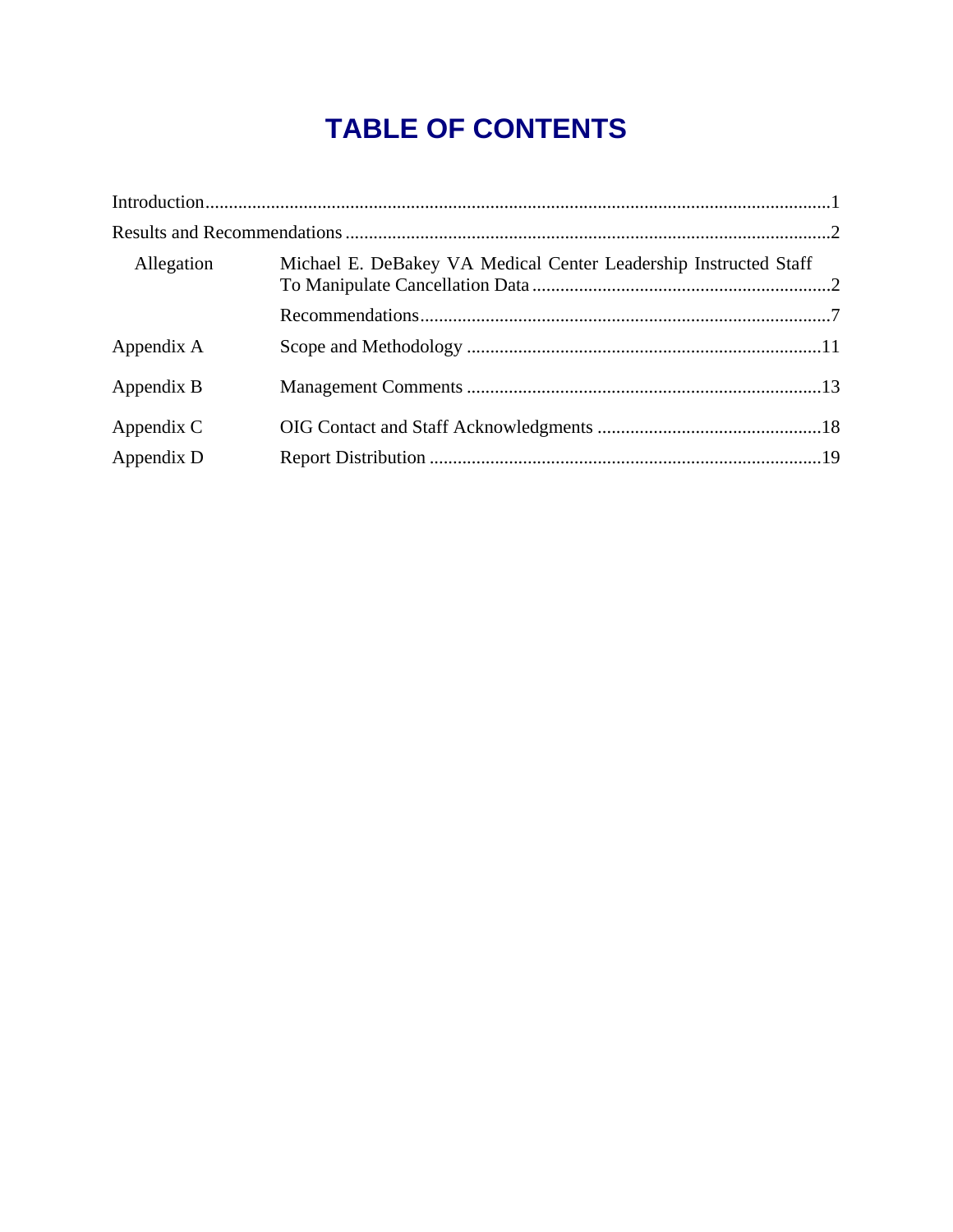# TABLE OF CONTENTS

| | | |
|---|---|---|
| Introduction | | 1 |
| Results and Recommendations | | 2 |
| Allegation | Michael E. DeBakey VA Medical Center Leadership Instructed Staff To Manipulate Cancellation Data | 2 |
| | Recommendations | 7 |
| Appendix A | Scope and Methodology | 11 |
| Appendix B | Management Comments | 13 |
| Appendix C | OIG Contact and Staff Acknowledgments | 18 |
| Appendix D | Report Distribution | 19 |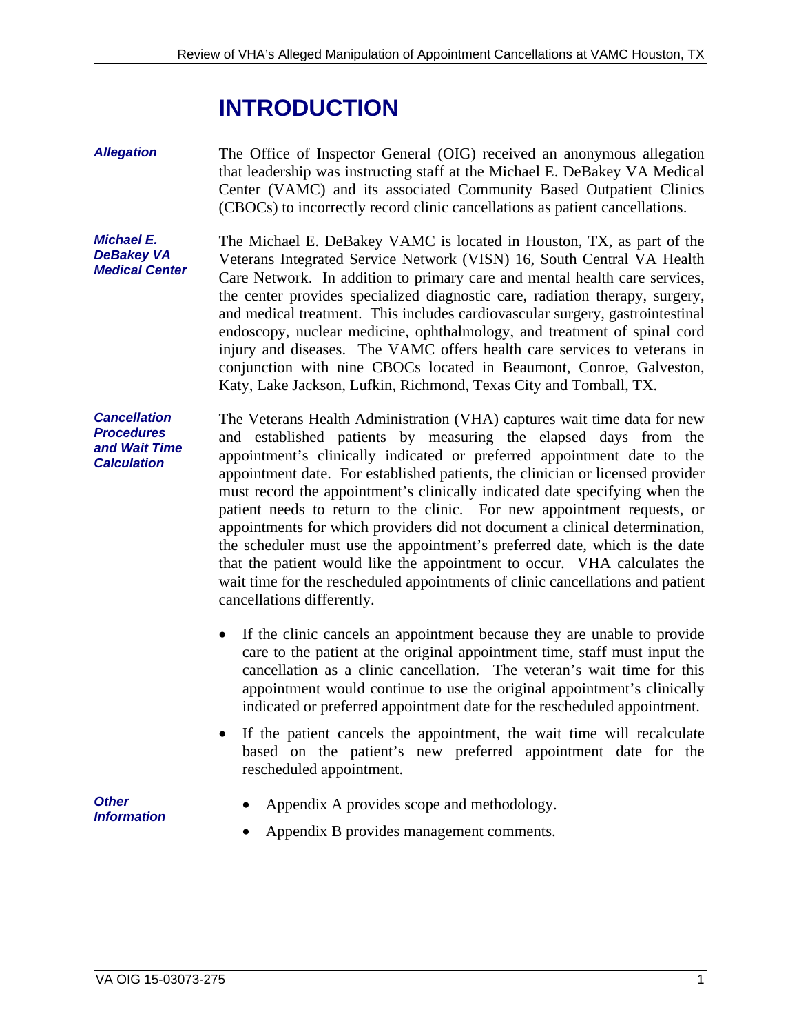# INTRODUCTION

***Allegation***

The Office of Inspector General (OIG) received an anonymous allegation that leadership was instructing staff at the Michael E. DeBakey VA Medical Center (VAMC) and its associated Community Based Outpatient Clinics (CBOCs) to incorrectly record clinic cancellations as patient cancellations.

***Michael E. DeBakey VA Medical Center***

The Michael E. DeBakey VAMC is located in Houston, TX, as part of the Veterans Integrated Service Network (VISN) 16, South Central VA Health Care Network. In addition to primary care and mental health care services, the center provides specialized diagnostic care, radiation therapy, surgery, and medical treatment. This includes cardiovascular surgery, gastrointestinal endoscopy, nuclear medicine, ophthalmology, and treatment of spinal cord injury and diseases. The VAMC offers health care services to veterans in conjunction with nine CBOCs located in Beaumont, Conroe, Galveston, Katy, Lake Jackson, Lufkin, Richmond, Texas City and Tomball, TX.

***Cancellation Procedures and Wait Time Calculation***

The Veterans Health Administration (VHA) captures wait time data for new and established patients by measuring the elapsed days from the appointment's clinically indicated or preferred appointment date to the appointment date. For established patients, the clinician or licensed provider must record the appointment's clinically indicated date specifying when the patient needs to return to the clinic. For new appointment requests, or appointments for which providers did not document a clinical determination, the scheduler must use the appointment's preferred date, which is the date that the patient would like the appointment to occur. VHA calculates the wait time for the rescheduled appointments of clinic cancellations and patient cancellations differently.

- If the clinic cancels an appointment because they are unable to provide care to the patient at the original appointment time, staff must input the cancellation as a clinic cancellation. The veteran's wait time for this appointment would continue to use the original appointment's clinically indicated or preferred appointment date for the rescheduled appointment.
- If the patient cancels the appointment, the wait time will recalculate based on the patient's new preferred appointment date for the rescheduled appointment.

***Other Information***

- Appendix A provides scope and methodology.
- Appendix B provides management comments.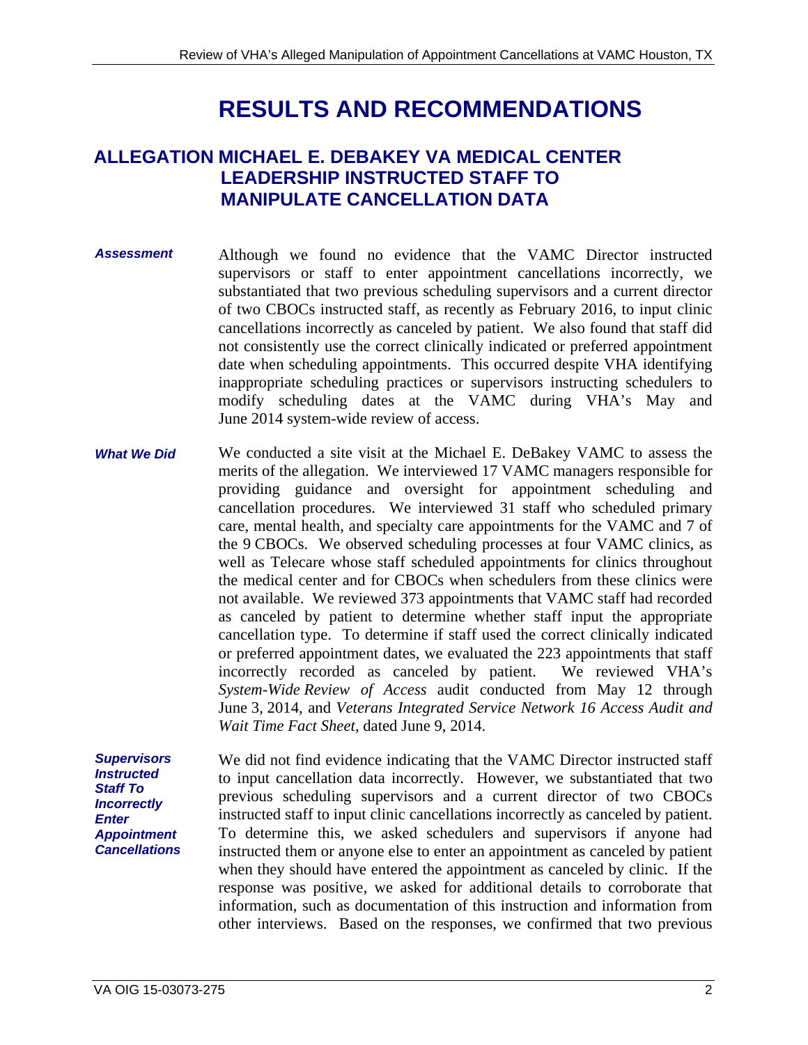# RESULTS AND RECOMMENDATIONS

## ALLEGATION MICHAEL E. DEBAKEY VA MEDICAL CENTER LEADERSHIP INSTRUCTED STAFF TO MANIPULATE CANCELLATION DATA

***Assessment***

Although we found no evidence that the VAMC Director instructed supervisors or staff to enter appointment cancellations incorrectly, we substantiated that two previous scheduling supervisors and a current director of two CBOCs instructed staff, as recently as February 2016, to input clinic cancellations incorrectly as canceled by patient. We also found that staff did not consistently use the correct clinically indicated or preferred appointment date when scheduling appointments. This occurred despite VHA identifying inappropriate scheduling practices or supervisors instructing schedulers to modify scheduling dates at the VAMC during VHA's May and June 2014 system-wide review of access.

***What We Did***

We conducted a site visit at the Michael E. DeBakey VAMC to assess the merits of the allegation. We interviewed 17 VAMC managers responsible for providing guidance and oversight for appointment scheduling and cancellation procedures. We interviewed 31 staff who scheduled primary care, mental health, and specialty care appointments for the VAMC and 7 of the 9 CBOCs. We observed scheduling processes at four VAMC clinics, as well as Telecare whose staff scheduled appointments for clinics throughout the medical center and for CBOCs when schedulers from these clinics were not available. We reviewed 373 appointments that VAMC staff had recorded as canceled by patient to determine whether staff input the appropriate cancellation type. To determine if staff used the correct clinically indicated or preferred appointment dates, we evaluated the 223 appointments that staff incorrectly recorded as canceled by patient. We reviewed VHA's *System-Wide Review of Access* audit conducted from May 12 through June 3, 2014, and *Veterans Integrated Service Network 16 Access Audit and Wait Time Fact Sheet*, dated June 9, 2014.

***Supervisors Instructed Staff To Incorrectly Enter Appointment Cancellations***

We did not find evidence indicating that the VAMC Director instructed staff to input cancellation data incorrectly. However, we substantiated that two previous scheduling supervisors and a current director of two CBOCs instructed staff to input clinic cancellations incorrectly as canceled by patient. To determine this, we asked schedulers and supervisors if anyone had instructed them or anyone else to enter an appointment as canceled by patient when they should have entered the appointment as canceled by clinic. If the response was positive, we asked for additional details to corroborate that information, such as documentation of this instruction and information from other interviews. Based on the responses, we confirmed that two previous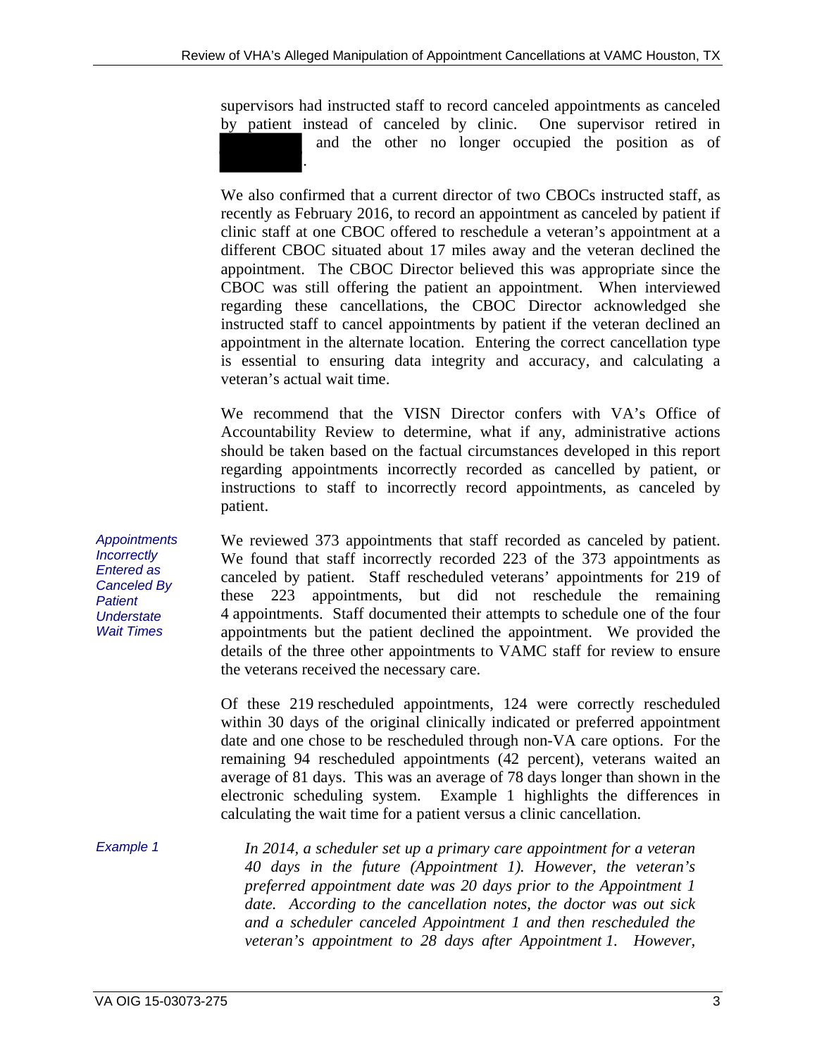supervisors had instructed staff to record canceled appointments as canceled by patient instead of canceled by clinic. One supervisor retired in [redacted] and the other no longer occupied the position as of [redacted].

We also confirmed that a current director of two CBOCs instructed staff, as recently as February 2016, to record an appointment as canceled by patient if clinic staff at one CBOC offered to reschedule a veteran's appointment at a different CBOC situated about 17 miles away and the veteran declined the appointment. The CBOC Director believed this was appropriate since the CBOC was still offering the patient an appointment. When interviewed regarding these cancellations, the CBOC Director acknowledged she instructed staff to cancel appointments by patient if the veteran declined an appointment in the alternate location. Entering the correct cancellation type is essential to ensuring data integrity and accuracy, and calculating a veteran's actual wait time.

We recommend that the VISN Director confers with VA's Office of Accountability Review to determine, what if any, administrative actions should be taken based on the factual circumstances developed in this report regarding appointments incorrectly recorded as cancelled by patient, or instructions to staff to incorrectly record appointments, as canceled by patient.

*Appointments Incorrectly Entered as Canceled By Patient Understate Wait Times*

We reviewed 373 appointments that staff recorded as canceled by patient. We found that staff incorrectly recorded 223 of the 373 appointments as canceled by patient. Staff rescheduled veterans' appointments for 219 of these 223 appointments, but did not reschedule the remaining 4 appointments. Staff documented their attempts to schedule one of the four appointments but the patient declined the appointment. We provided the details of the three other appointments to VAMC staff for review to ensure the veterans received the necessary care.

Of these 219 rescheduled appointments, 124 were correctly rescheduled within 30 days of the original clinically indicated or preferred appointment date and one chose to be rescheduled through non-VA care options. For the remaining 94 rescheduled appointments (42 percent), veterans waited an average of 81 days. This was an average of 78 days longer than shown in the electronic scheduling system. Example 1 highlights the differences in calculating the wait time for a patient versus a clinic cancellation.

*Example 1*

*In 2014, a scheduler set up a primary care appointment for a veteran 40 days in the future (Appointment 1). However, the veteran's preferred appointment date was 20 days prior to the Appointment 1 date. According to the cancellation notes, the doctor was out sick and a scheduler canceled Appointment 1 and then rescheduled the veteran's appointment to 28 days after Appointment 1. However,*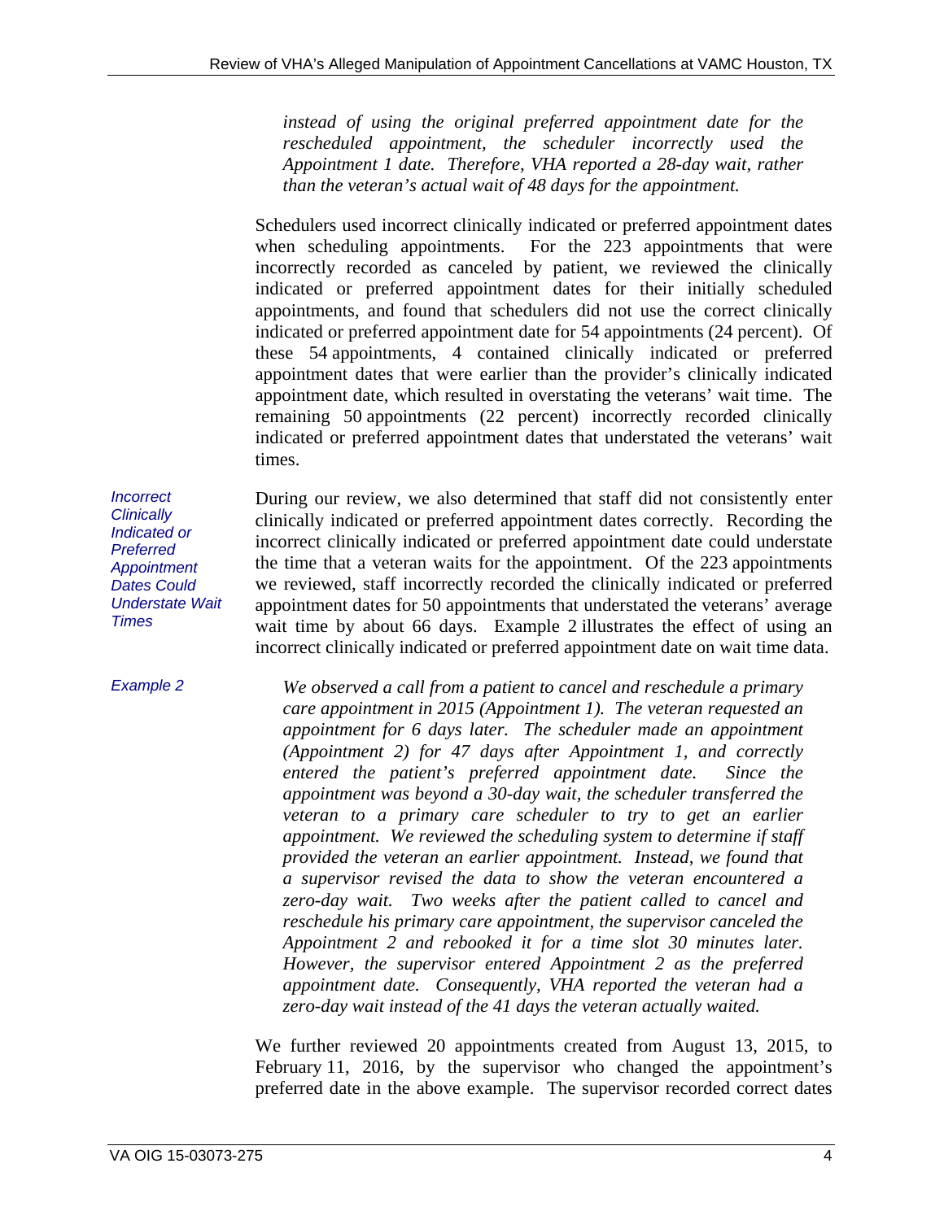*instead of using the original preferred appointment date for the rescheduled appointment, the scheduler incorrectly used the Appointment 1 date. Therefore, VHA reported a 28-day wait, rather than the veteran's actual wait of 48 days for the appointment.*

Schedulers used incorrect clinically indicated or preferred appointment dates when scheduling appointments. For the 223 appointments that were incorrectly recorded as canceled by patient, we reviewed the clinically indicated or preferred appointment dates for their initially scheduled appointments, and found that schedulers did not use the correct clinically indicated or preferred appointment date for 54 appointments (24 percent). Of these 54 appointments, 4 contained clinically indicated or preferred appointment dates that were earlier than the provider's clinically indicated appointment date, which resulted in overstating the veterans' wait time. The remaining 50 appointments (22 percent) incorrectly recorded clinically indicated or preferred appointment dates that understated the veterans' wait times.

*Incorrect Clinically Indicated or Preferred Appointment Dates Could Understate Wait Times*

During our review, we also determined that staff did not consistently enter clinically indicated or preferred appointment dates correctly. Recording the incorrect clinically indicated or preferred appointment date could understate the time that a veteran waits for the appointment. Of the 223 appointments we reviewed, staff incorrectly recorded the clinically indicated or preferred appointment dates for 50 appointments that understated the veterans' average wait time by about 66 days. Example 2 illustrates the effect of using an incorrect clinically indicated or preferred appointment date on wait time data.

*Example 2*

*We observed a call from a patient to cancel and reschedule a primary care appointment in 2015 (Appointment 1). The veteran requested an appointment for 6 days later. The scheduler made an appointment (Appointment 2) for 47 days after Appointment 1, and correctly entered the patient's preferred appointment date. Since the appointment was beyond a 30-day wait, the scheduler transferred the veteran to a primary care scheduler to try to get an earlier appointment. We reviewed the scheduling system to determine if staff provided the veteran an earlier appointment. Instead, we found that a supervisor revised the data to show the veteran encountered a zero-day wait. Two weeks after the patient called to cancel and reschedule his primary care appointment, the supervisor canceled the Appointment 2 and rebooked it for a time slot 30 minutes later. However, the supervisor entered Appointment 2 as the preferred appointment date. Consequently, VHA reported the veteran had a zero-day wait instead of the 41 days the veteran actually waited.*

We further reviewed 20 appointments created from August 13, 2015, to February 11, 2016, by the supervisor who changed the appointment's preferred date in the above example. The supervisor recorded correct dates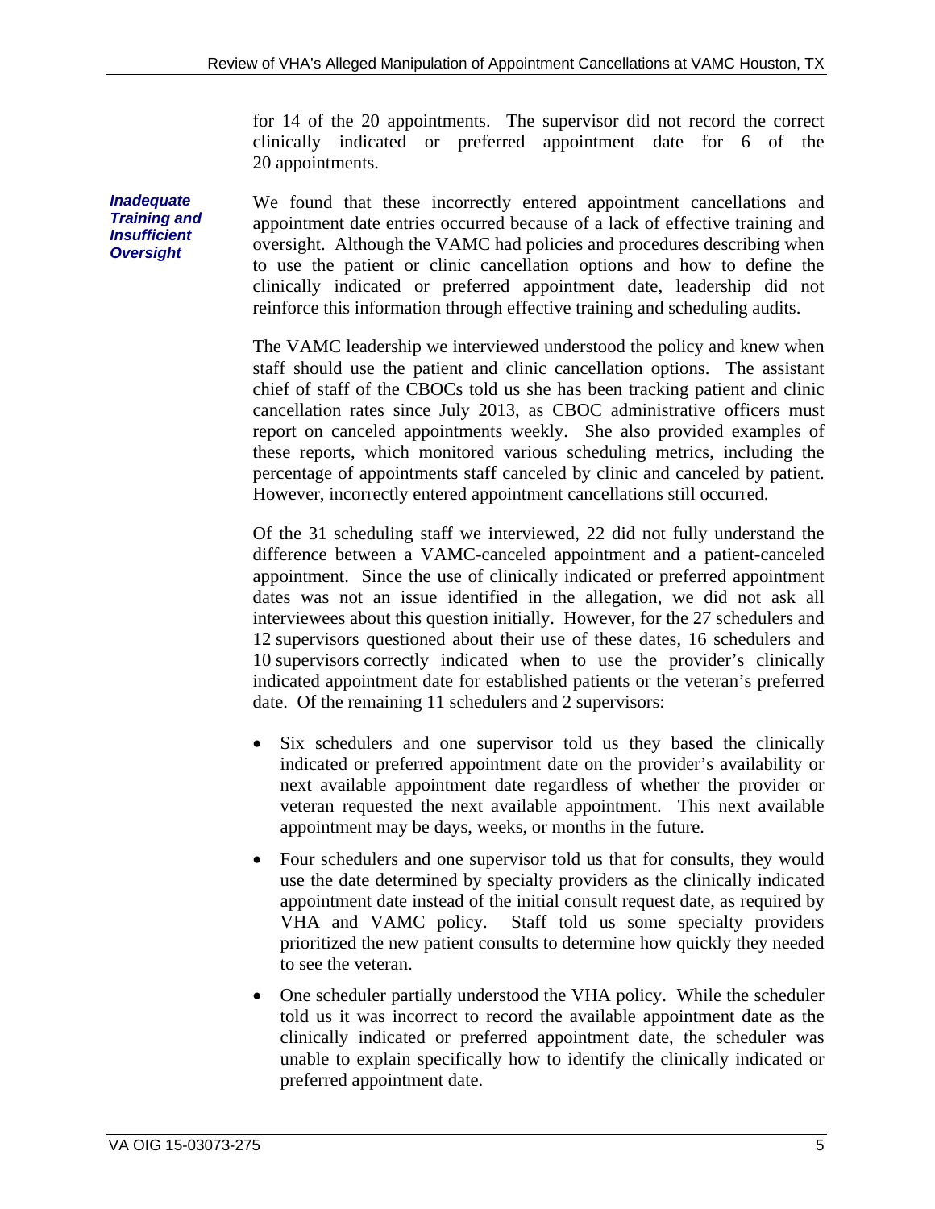for 14 of the 20 appointments. The supervisor did not record the correct clinically indicated or preferred appointment date for 6 of the 20 appointments.

***Inadequate Training and Insufficient Oversight***

We found that these incorrectly entered appointment cancellations and appointment date entries occurred because of a lack of effective training and oversight. Although the VAMC had policies and procedures describing when to use the patient or clinic cancellation options and how to define the clinically indicated or preferred appointment date, leadership did not reinforce this information through effective training and scheduling audits.

The VAMC leadership we interviewed understood the policy and knew when staff should use the patient and clinic cancellation options. The assistant chief of staff of the CBOCs told us she has been tracking patient and clinic cancellation rates since July 2013, as CBOC administrative officers must report on canceled appointments weekly. She also provided examples of these reports, which monitored various scheduling metrics, including the percentage of appointments staff canceled by clinic and canceled by patient. However, incorrectly entered appointment cancellations still occurred.

Of the 31 scheduling staff we interviewed, 22 did not fully understand the difference between a VAMC-canceled appointment and a patient-canceled appointment. Since the use of clinically indicated or preferred appointment dates was not an issue identified in the allegation, we did not ask all interviewees about this question initially. However, for the 27 schedulers and 12 supervisors questioned about their use of these dates, 16 schedulers and 10 supervisors correctly indicated when to use the provider's clinically indicated appointment date for established patients or the veteran's preferred date. Of the remaining 11 schedulers and 2 supervisors:

- Six schedulers and one supervisor told us they based the clinically indicated or preferred appointment date on the provider's availability or next available appointment date regardless of whether the provider or veteran requested the next available appointment. This next available appointment may be days, weeks, or months in the future.
- Four schedulers and one supervisor told us that for consults, they would use the date determined by specialty providers as the clinically indicated appointment date instead of the initial consult request date, as required by VHA and VAMC policy. Staff told us some specialty providers prioritized the new patient consults to determine how quickly they needed to see the veteran.
- One scheduler partially understood the VHA policy. While the scheduler told us it was incorrect to record the available appointment date as the clinically indicated or preferred appointment date, the scheduler was unable to explain specifically how to identify the clinically indicated or preferred appointment date.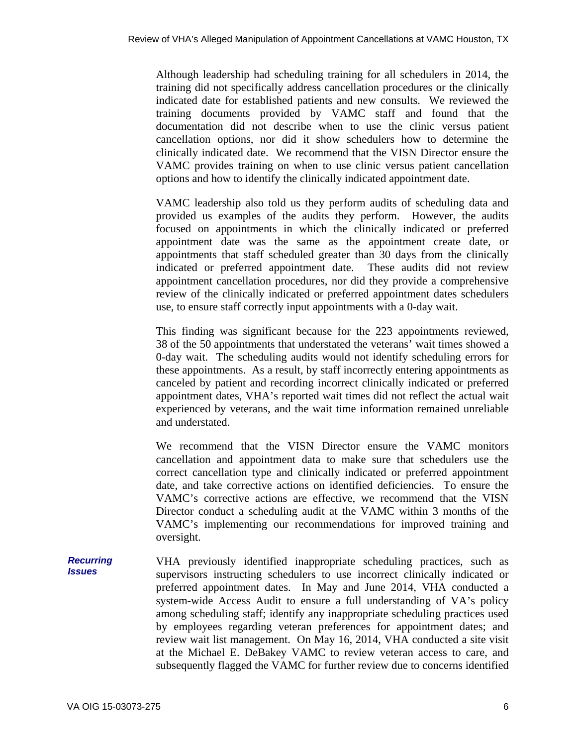Although leadership had scheduling training for all schedulers in 2014, the training did not specifically address cancellation procedures or the clinically indicated date for established patients and new consults. We reviewed the training documents provided by VAMC staff and found that the documentation did not describe when to use the clinic versus patient cancellation options, nor did it show schedulers how to determine the clinically indicated date. We recommend that the VISN Director ensure the VAMC provides training on when to use clinic versus patient cancellation options and how to identify the clinically indicated appointment date.

VAMC leadership also told us they perform audits of scheduling data and provided us examples of the audits they perform. However, the audits focused on appointments in which the clinically indicated or preferred appointment date was the same as the appointment create date, or appointments that staff scheduled greater than 30 days from the clinically indicated or preferred appointment date. These audits did not review appointment cancellation procedures, nor did they provide a comprehensive review of the clinically indicated or preferred appointment dates schedulers use, to ensure staff correctly input appointments with a 0-day wait.

This finding was significant because for the 223 appointments reviewed, 38 of the 50 appointments that understated the veterans' wait times showed a 0-day wait. The scheduling audits would not identify scheduling errors for these appointments. As a result, by staff incorrectly entering appointments as canceled by patient and recording incorrect clinically indicated or preferred appointment dates, VHA's reported wait times did not reflect the actual wait experienced by veterans, and the wait time information remained unreliable and understated.

We recommend that the VISN Director ensure the VAMC monitors cancellation and appointment data to make sure that schedulers use the correct cancellation type and clinically indicated or preferred appointment date, and take corrective actions on identified deficiencies. To ensure the VAMC's corrective actions are effective, we recommend that the VISN Director conduct a scheduling audit at the VAMC within 3 months of the VAMC's implementing our recommendations for improved training and oversight.

***Recurring Issues***

VHA previously identified inappropriate scheduling practices, such as supervisors instructing schedulers to use incorrect clinically indicated or preferred appointment dates. In May and June 2014, VHA conducted a system-wide Access Audit to ensure a full understanding of VA's policy among scheduling staff; identify any inappropriate scheduling practices used by employees regarding veteran preferences for appointment dates; and review wait list management. On May 16, 2014, VHA conducted a site visit at the Michael E. DeBakey VAMC to review veteran access to care, and subsequently flagged the VAMC for further review due to concerns identified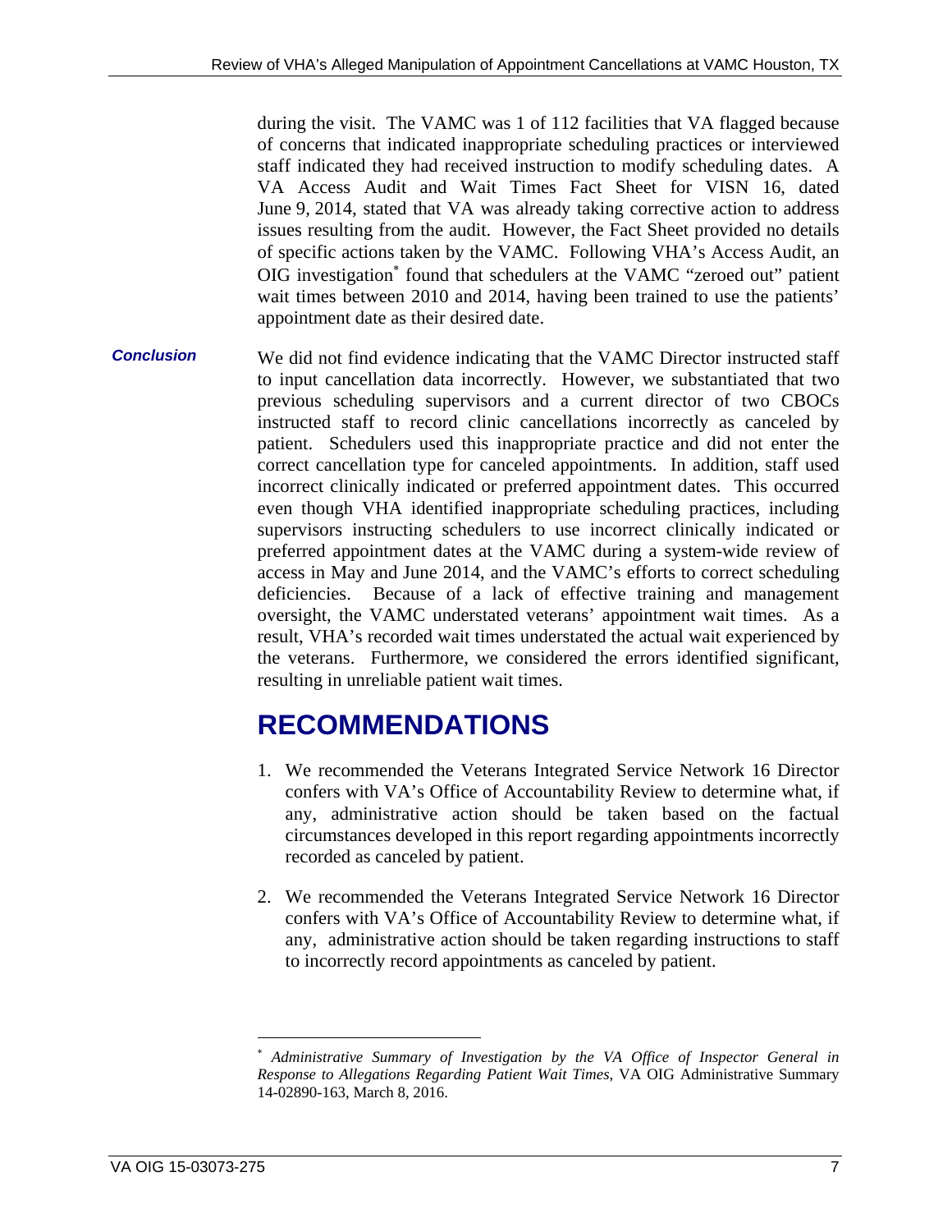during the visit. The VAMC was 1 of 112 facilities that VA flagged because of concerns that indicated inappropriate scheduling practices or interviewed staff indicated they had received instruction to modify scheduling dates. A VA Access Audit and Wait Times Fact Sheet for VISN 16, dated June 9, 2014, stated that VA was already taking corrective action to address issues resulting from the audit. However, the Fact Sheet provided no details of specific actions taken by the VAMC. Following VHA's Access Audit, an OIG investigation* found that schedulers at the VAMC "zeroed out" patient wait times between 2010 and 2014, having been trained to use the patients' appointment date as their desired date.

***Conclusion***

We did not find evidence indicating that the VAMC Director instructed staff to input cancellation data incorrectly. However, we substantiated that two previous scheduling supervisors and a current director of two CBOCs instructed staff to record clinic cancellations incorrectly as canceled by patient. Schedulers used this inappropriate practice and did not enter the correct cancellation type for canceled appointments. In addition, staff used incorrect clinically indicated or preferred appointment dates. This occurred even though VHA identified inappropriate scheduling practices, including supervisors instructing schedulers to use incorrect clinically indicated or preferred appointment dates at the VAMC during a system-wide review of access in May and June 2014, and the VAMC's efforts to correct scheduling deficiencies. Because of a lack of effective training and management oversight, the VAMC understated veterans' appointment wait times. As a result, VHA's recorded wait times understated the actual wait experienced by the veterans. Furthermore, we considered the errors identified significant, resulting in unreliable patient wait times.

# RECOMMENDATIONS

1. We recommended the Veterans Integrated Service Network 16 Director confers with VA's Office of Accountability Review to determine what, if any, administrative action should be taken based on the factual circumstances developed in this report regarding appointments incorrectly recorded as canceled by patient.

2. We recommended the Veterans Integrated Service Network 16 Director confers with VA's Office of Accountability Review to determine what, if any, administrative action should be taken regarding instructions to staff to incorrectly record appointments as canceled by patient.

---

\* *Administrative Summary of Investigation by the VA Office of Inspector General in Response to Allegations Regarding Patient Wait Times*, VA OIG Administrative Summary 14-02890-163, March 8, 2016.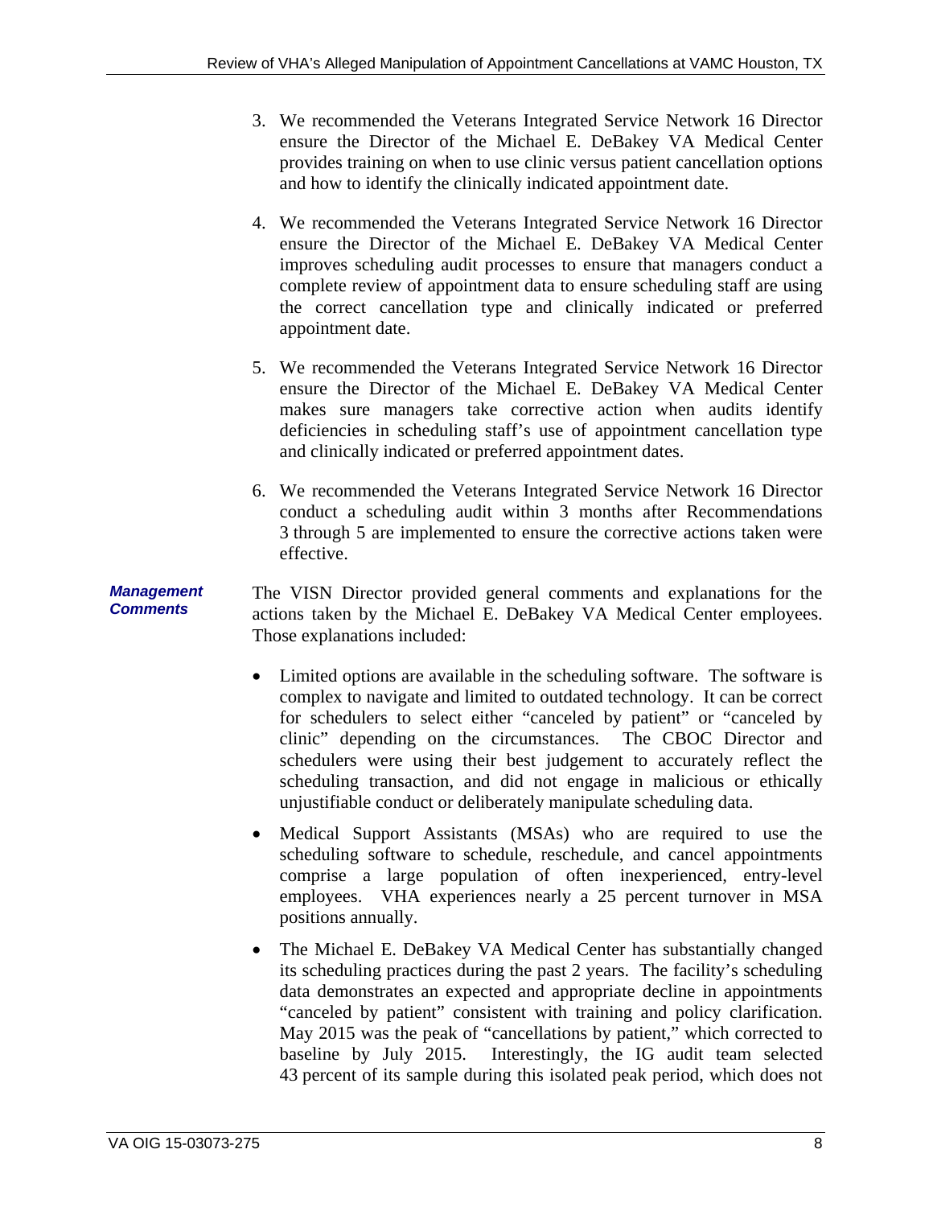3. We recommended the Veterans Integrated Service Network 16 Director ensure the Director of the Michael E. DeBakey VA Medical Center provides training on when to use clinic versus patient cancellation options and how to identify the clinically indicated appointment date.

4. We recommended the Veterans Integrated Service Network 16 Director ensure the Director of the Michael E. DeBakey VA Medical Center improves scheduling audit processes to ensure that managers conduct a complete review of appointment data to ensure scheduling staff are using the correct cancellation type and clinically indicated or preferred appointment date.

5. We recommended the Veterans Integrated Service Network 16 Director ensure the Director of the Michael E. DeBakey VA Medical Center makes sure managers take corrective action when audits identify deficiencies in scheduling staff's use of appointment cancellation type and clinically indicated or preferred appointment dates.

6. We recommended the Veterans Integrated Service Network 16 Director conduct a scheduling audit within 3 months after Recommendations 3 through 5 are implemented to ensure the corrective actions taken were effective.

***Management Comments***

The VISN Director provided general comments and explanations for the actions taken by the Michael E. DeBakey VA Medical Center employees. Those explanations included:

- Limited options are available in the scheduling software. The software is complex to navigate and limited to outdated technology. It can be correct for schedulers to select either "canceled by patient" or "canceled by clinic" depending on the circumstances. The CBOC Director and schedulers were using their best judgement to accurately reflect the scheduling transaction, and did not engage in malicious or ethically unjustifiable conduct or deliberately manipulate scheduling data.
- Medical Support Assistants (MSAs) who are required to use the scheduling software to schedule, reschedule, and cancel appointments comprise a large population of often inexperienced, entry-level employees. VHA experiences nearly a 25 percent turnover in MSA positions annually.
- The Michael E. DeBakey VA Medical Center has substantially changed its scheduling practices during the past 2 years. The facility's scheduling data demonstrates an expected and appropriate decline in appointments "canceled by patient" consistent with training and policy clarification. May 2015 was the peak of "cancellations by patient," which corrected to baseline by July 2015. Interestingly, the IG audit team selected 43 percent of its sample during this isolated peak period, which does not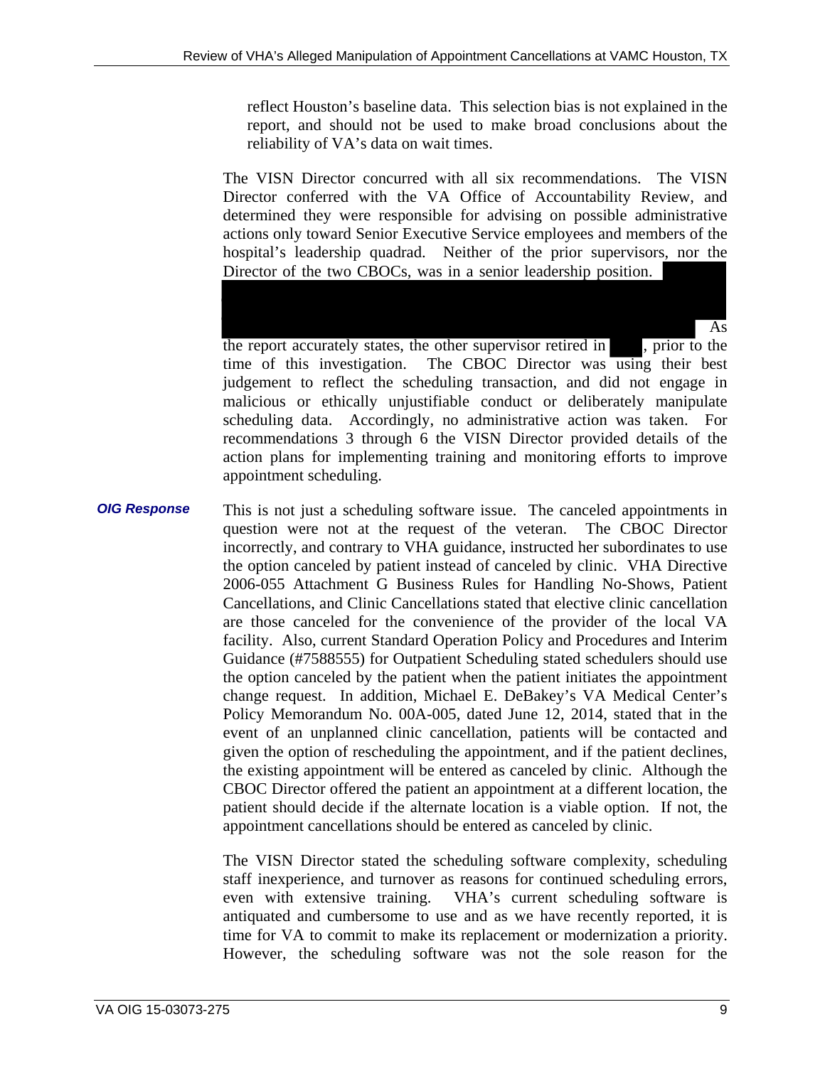reflect Houston's baseline data. This selection bias is not explained in the report, and should not be used to make broad conclusions about the reliability of VA's data on wait times.

The VISN Director concurred with all six recommendations. The VISN Director conferred with the VA Office of Accountability Review, and determined they were responsible for advising on possible administrative actions only toward Senior Executive Service employees and members of the hospital's leadership quadrad. Neither of the prior supervisors, nor the Director of the two CBOCs, was in a senior leadership position. [redacted] As the report accurately states, the other supervisor retired in [redacted], prior to the time of this investigation. The CBOC Director was using their best judgement to reflect the scheduling transaction, and did not engage in malicious or ethically unjustifiable conduct or deliberately manipulate scheduling data. Accordingly, no administrative action was taken. For recommendations 3 through 6 the VISN Director provided details of the action plans for implementing training and monitoring efforts to improve appointment scheduling.

***OIG Response***

This is not just a scheduling software issue. The canceled appointments in question were not at the request of the veteran. The CBOC Director incorrectly, and contrary to VHA guidance, instructed her subordinates to use the option canceled by patient instead of canceled by clinic. VHA Directive 2006-055 Attachment G Business Rules for Handling No-Shows, Patient Cancellations, and Clinic Cancellations stated that elective clinic cancellation are those canceled for the convenience of the provider of the local VA facility. Also, current Standard Operation Policy and Procedures and Interim Guidance (#7588555) for Outpatient Scheduling stated schedulers should use the option canceled by the patient when the patient initiates the appointment change request. In addition, Michael E. DeBakey's VA Medical Center's Policy Memorandum No. 00A-005, dated June 12, 2014, stated that in the event of an unplanned clinic cancellation, patients will be contacted and given the option of rescheduling the appointment, and if the patient declines, the existing appointment will be entered as canceled by clinic. Although the CBOC Director offered the patient an appointment at a different location, the patient should decide if the alternate location is a viable option. If not, the appointment cancellations should be entered as canceled by clinic.

The VISN Director stated the scheduling software complexity, scheduling staff inexperience, and turnover as reasons for continued scheduling errors, even with extensive training. VHA's current scheduling software is antiquated and cumbersome to use and as we have recently reported, it is time for VA to commit to make its replacement or modernization a priority. However, the scheduling software was not the sole reason for the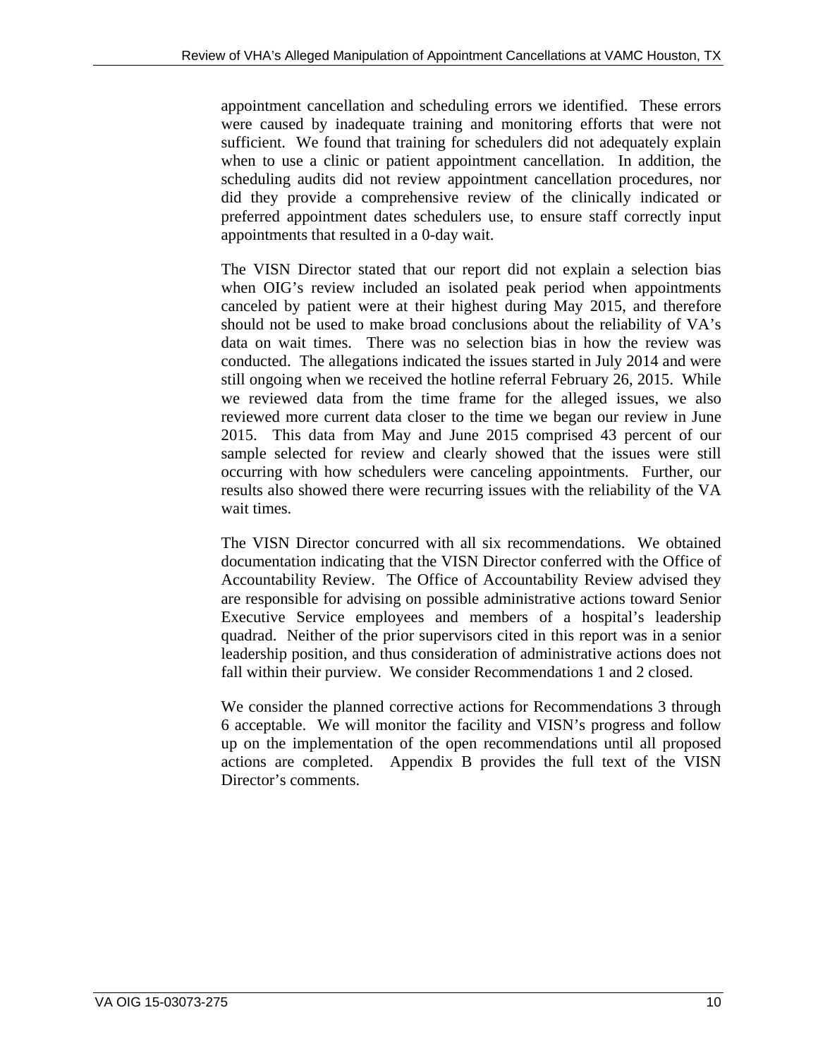appointment cancellation and scheduling errors we identified. These errors were caused by inadequate training and monitoring efforts that were not sufficient. We found that training for schedulers did not adequately explain when to use a clinic or patient appointment cancellation. In addition, the scheduling audits did not review appointment cancellation procedures, nor did they provide a comprehensive review of the clinically indicated or preferred appointment dates schedulers use, to ensure staff correctly input appointments that resulted in a 0-day wait.

The VISN Director stated that our report did not explain a selection bias when OIG's review included an isolated peak period when appointments canceled by patient were at their highest during May 2015, and therefore should not be used to make broad conclusions about the reliability of VA's data on wait times. There was no selection bias in how the review was conducted. The allegations indicated the issues started in July 2014 and were still ongoing when we received the hotline referral February 26, 2015. While we reviewed data from the time frame for the alleged issues, we also reviewed more current data closer to the time we began our review in June 2015. This data from May and June 2015 comprised 43 percent of our sample selected for review and clearly showed that the issues were still occurring with how schedulers were canceling appointments. Further, our results also showed there were recurring issues with the reliability of the VA wait times.

The VISN Director concurred with all six recommendations. We obtained documentation indicating that the VISN Director conferred with the Office of Accountability Review. The Office of Accountability Review advised they are responsible for advising on possible administrative actions toward Senior Executive Service employees and members of a hospital's leadership quadrad. Neither of the prior supervisors cited in this report was in a senior leadership position, and thus consideration of administrative actions does not fall within their purview. We consider Recommendations 1 and 2 closed.

We consider the planned corrective actions for Recommendations 3 through 6 acceptable. We will monitor the facility and VISN's progress and follow up on the implementation of the open recommendations until all proposed actions are completed. Appendix B provides the full text of the VISN Director's comments.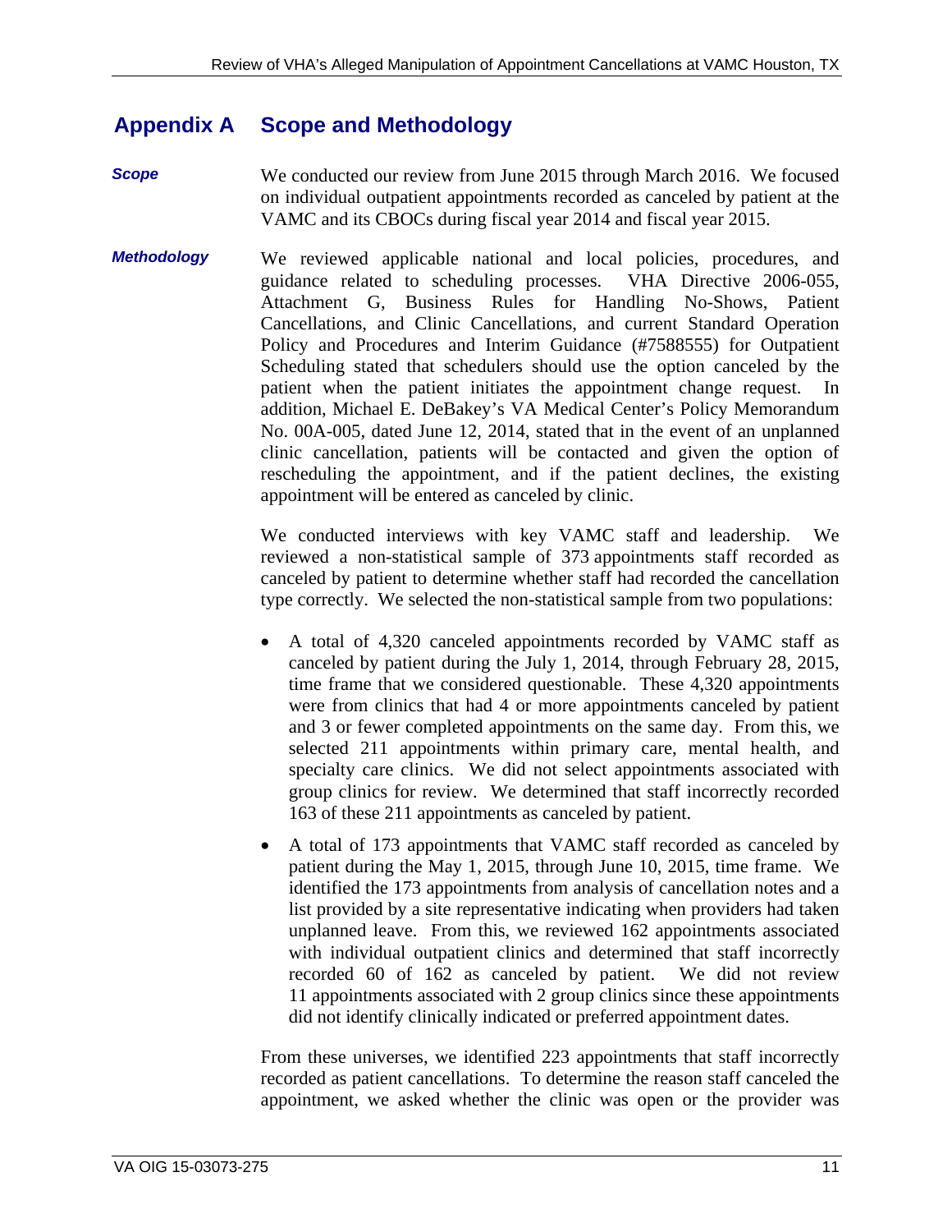## Appendix A Scope and Methodology

***Scope***

We conducted our review from June 2015 through March 2016. We focused on individual outpatient appointments recorded as canceled by patient at the VAMC and its CBOCs during fiscal year 2014 and fiscal year 2015.

***Methodology***

We reviewed applicable national and local policies, procedures, and guidance related to scheduling processes. VHA Directive 2006-055, Attachment G, Business Rules for Handling No-Shows, Patient Cancellations, and Clinic Cancellations, and current Standard Operation Policy and Procedures and Interim Guidance (#7588555) for Outpatient Scheduling stated that schedulers should use the option canceled by the patient when the patient initiates the appointment change request. In addition, Michael E. DeBakey's VA Medical Center's Policy Memorandum No. 00A-005, dated June 12, 2014, stated that in the event of an unplanned clinic cancellation, patients will be contacted and given the option of rescheduling the appointment, and if the patient declines, the existing appointment will be entered as canceled by clinic.

We conducted interviews with key VAMC staff and leadership. We reviewed a non-statistical sample of 373 appointments staff recorded as canceled by patient to determine whether staff had recorded the cancellation type correctly. We selected the non-statistical sample from two populations:

- A total of 4,320 canceled appointments recorded by VAMC staff as canceled by patient during the July 1, 2014, through February 28, 2015, time frame that we considered questionable. These 4,320 appointments were from clinics that had 4 or more appointments canceled by patient and 3 or fewer completed appointments on the same day. From this, we selected 211 appointments within primary care, mental health, and specialty care clinics. We did not select appointments associated with group clinics for review. We determined that staff incorrectly recorded 163 of these 211 appointments as canceled by patient.
- A total of 173 appointments that VAMC staff recorded as canceled by patient during the May 1, 2015, through June 10, 2015, time frame. We identified the 173 appointments from analysis of cancellation notes and a list provided by a site representative indicating when providers had taken unplanned leave. From this, we reviewed 162 appointments associated with individual outpatient clinics and determined that staff incorrectly recorded 60 of 162 as canceled by patient. We did not review 11 appointments associated with 2 group clinics since these appointments did not identify clinically indicated or preferred appointment dates.

From these universes, we identified 223 appointments that staff incorrectly recorded as patient cancellations. To determine the reason staff canceled the appointment, we asked whether the clinic was open or the provider was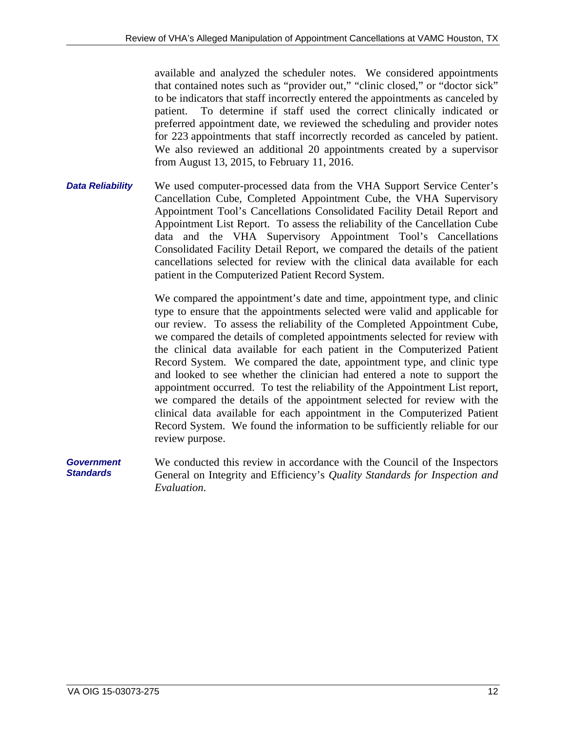available and analyzed the scheduler notes. We considered appointments that contained notes such as "provider out," "clinic closed," or "doctor sick" to be indicators that staff incorrectly entered the appointments as canceled by patient. To determine if staff used the correct clinically indicated or preferred appointment date, we reviewed the scheduling and provider notes for 223 appointments that staff incorrectly recorded as canceled by patient. We also reviewed an additional 20 appointments created by a supervisor from August 13, 2015, to February 11, 2016.

***Data Reliability***

We used computer-processed data from the VHA Support Service Center's Cancellation Cube, Completed Appointment Cube, the VHA Supervisory Appointment Tool's Cancellations Consolidated Facility Detail Report and Appointment List Report. To assess the reliability of the Cancellation Cube data and the VHA Supervisory Appointment Tool's Cancellations Consolidated Facility Detail Report, we compared the details of the patient cancellations selected for review with the clinical data available for each patient in the Computerized Patient Record System.

We compared the appointment's date and time, appointment type, and clinic type to ensure that the appointments selected were valid and applicable for our review. To assess the reliability of the Completed Appointment Cube, we compared the details of completed appointments selected for review with the clinical data available for each patient in the Computerized Patient Record System. We compared the date, appointment type, and clinic type and looked to see whether the clinician had entered a note to support the appointment occurred. To test the reliability of the Appointment List report, we compared the details of the appointment selected for review with the clinical data available for each appointment in the Computerized Patient Record System. We found the information to be sufficiently reliable for our review purpose.

***Government Standards***

We conducted this review in accordance with the Council of the Inspectors General on Integrity and Efficiency's *Quality Standards for Inspection and Evaluation*.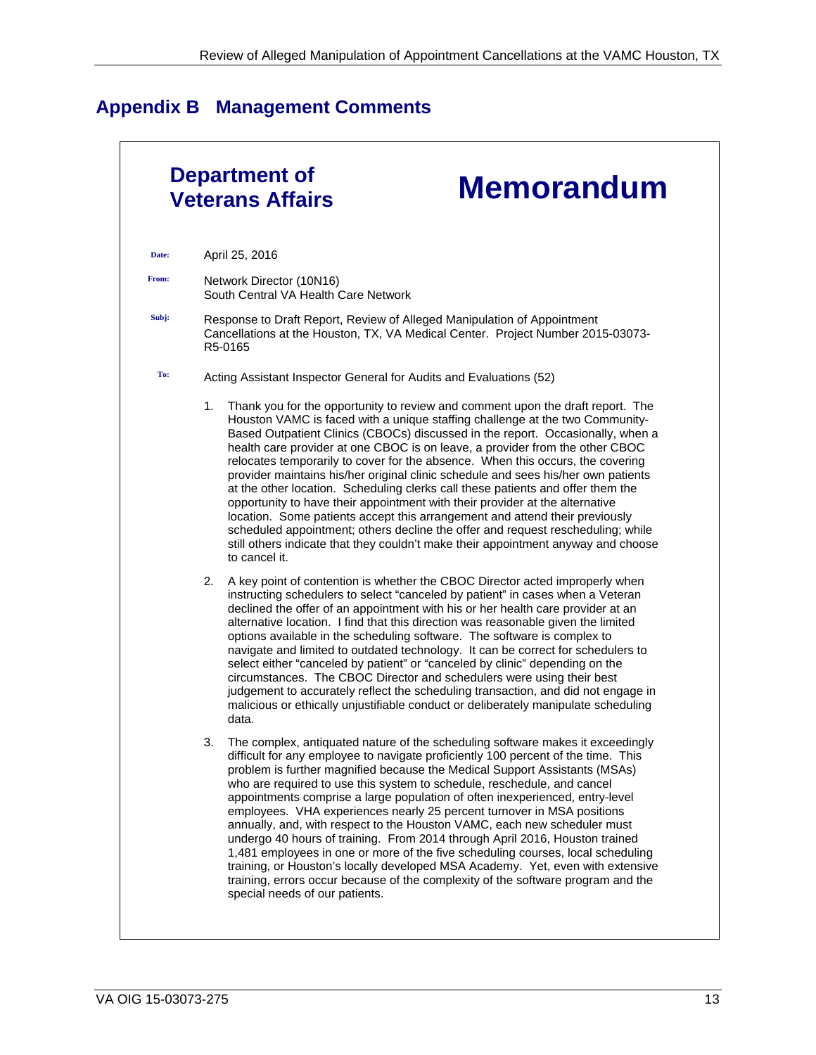## Appendix B Management Comments

**Department of Veterans Affairs**

# Memorandum

**Date:** April 25, 2016

**From:** Network Director (10N16)
South Central VA Health Care Network

**Subj:** Response to Draft Report, Review of Alleged Manipulation of Appointment Cancellations at the Houston, TX, VA Medical Center. Project Number 2015-03073-R5-0165

**To:** Acting Assistant Inspector General for Audits and Evaluations (52)

1. Thank you for the opportunity to review and comment upon the draft report. The Houston VAMC is faced with a unique staffing challenge at the two Community-Based Outpatient Clinics (CBOCs) discussed in the report. Occasionally, when a health care provider at one CBOC is on leave, a provider from the other CBOC relocates temporarily to cover for the absence. When this occurs, the covering provider maintains his/her original clinic schedule and sees his/her own patients at the other location. Scheduling clerks call these patients and offer them the opportunity to have their appointment with their provider at the alternative location. Some patients accept this arrangement and attend their previously scheduled appointment; others decline the offer and request rescheduling; while still others indicate that they couldn't make their appointment anyway and choose to cancel it.

2. A key point of contention is whether the CBOC Director acted improperly when instructing schedulers to select "canceled by patient" in cases when a Veteran declined the offer of an appointment with his or her health care provider at an alternative location. I find that this direction was reasonable given the limited options available in the scheduling software. The software is complex to navigate and limited to outdated technology. It can be correct for schedulers to select either "canceled by patient" or "canceled by clinic" depending on the circumstances. The CBOC Director and schedulers were using their best judgement to accurately reflect the scheduling transaction, and did not engage in malicious or ethically unjustifiable conduct or deliberately manipulate scheduling data.

3. The complex, antiquated nature of the scheduling software makes it exceedingly difficult for any employee to navigate proficiently 100 percent of the time. This problem is further magnified because the Medical Support Assistants (MSAs) who are required to use this system to schedule, reschedule, and cancel appointments comprise a large population of often inexperienced, entry-level employees. VHA experiences nearly 25 percent turnover in MSA positions annually, and, with respect to the Houston VAMC, each new scheduler must undergo 40 hours of training. From 2014 through April 2016, Houston trained 1,481 employees in one or more of the five scheduling courses, local scheduling training, or Houston's locally developed MSA Academy. Yet, even with extensive training, errors occur because of the complexity of the software program and the special needs of our patients.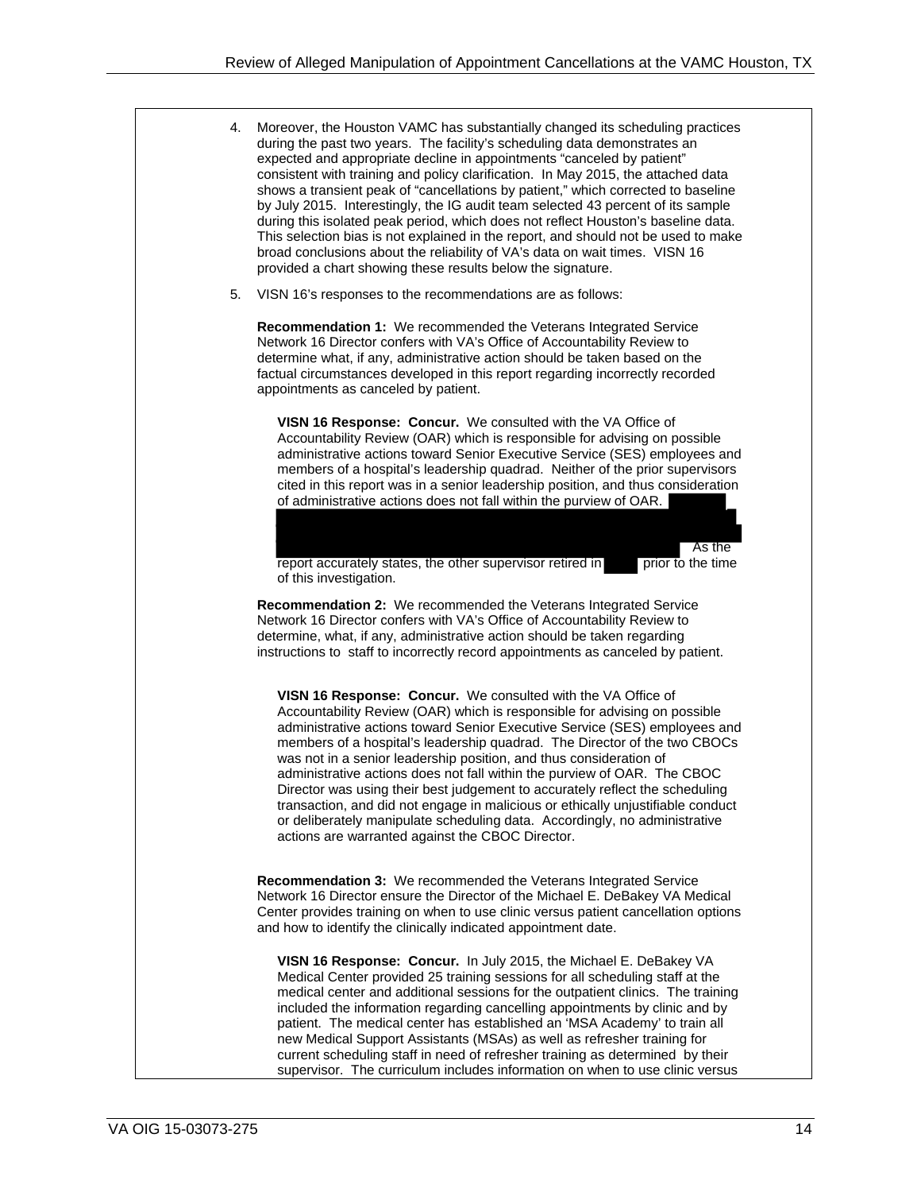4. Moreover, the Houston VAMC has substantially changed its scheduling practices during the past two years. The facility's scheduling data demonstrates an expected and appropriate decline in appointments "canceled by patient" consistent with training and policy clarification. In May 2015, the attached data shows a transient peak of "cancellations by patient," which corrected to baseline by July 2015. Interestingly, the IG audit team selected 43 percent of its sample during this isolated peak period, which does not reflect Houston's baseline data. This selection bias is not explained in the report, and should not be used to make broad conclusions about the reliability of VA's data on wait times. VISN 16 provided a chart showing these results below the signature.

5. VISN 16's responses to the recommendations are as follows:

   **Recommendation 1:** We recommended the Veterans Integrated Service Network 16 Director confers with VA's Office of Accountability Review to determine what, if any, administrative action should be taken based on the factual circumstances developed in this report regarding incorrectly recorded appointments as canceled by patient.

   **VISN 16 Response: Concur.** We consulted with the VA Office of Accountability Review (OAR) which is responsible for advising on possible administrative actions toward Senior Executive Service (SES) employees and members of a hospital's leadership quadrad. Neither of the prior supervisors cited in this report was in a senior leadership position, and thus consideration of administrative actions does not fall within the purview of OAR. [REDACTED] As the report accurately states, the other supervisor retired in [REDACTED] prior to the time of this investigation.

   **Recommendation 2:** We recommended the Veterans Integrated Service Network 16 Director confers with VA's Office of Accountability Review to determine, what, if any, administrative action should be taken regarding instructions to staff to incorrectly record appointments as canceled by patient.

   **VISN 16 Response: Concur.** We consulted with the VA Office of Accountability Review (OAR) which is responsible for advising on possible administrative actions toward Senior Executive Service (SES) employees and members of a hospital's leadership quadrad. The Director of the two CBOCs was not in a senior leadership position, and thus consideration of administrative actions does not fall within the purview of OAR. The CBOC Director was using their best judgement to accurately reflect the scheduling transaction, and did not engage in malicious or ethically unjustifiable conduct or deliberately manipulate scheduling data. Accordingly, no administrative actions are warranted against the CBOC Director.

   **Recommendation 3:** We recommended the Veterans Integrated Service Network 16 Director ensure the Director of the Michael E. DeBakey VA Medical Center provides training on when to use clinic versus patient cancellation options and how to identify the clinically indicated appointment date.

   **VISN 16 Response: Concur.** In July 2015, the Michael E. DeBakey VA Medical Center provided 25 training sessions for all scheduling staff at the medical center and additional sessions for the outpatient clinics. The training included the information regarding cancelling appointments by clinic and by patient. The medical center has established an 'MSA Academy' to train all new Medical Support Assistants (MSAs) as well as refresher training for current scheduling staff in need of refresher training as determined by their supervisor. The curriculum includes information on when to use clinic versus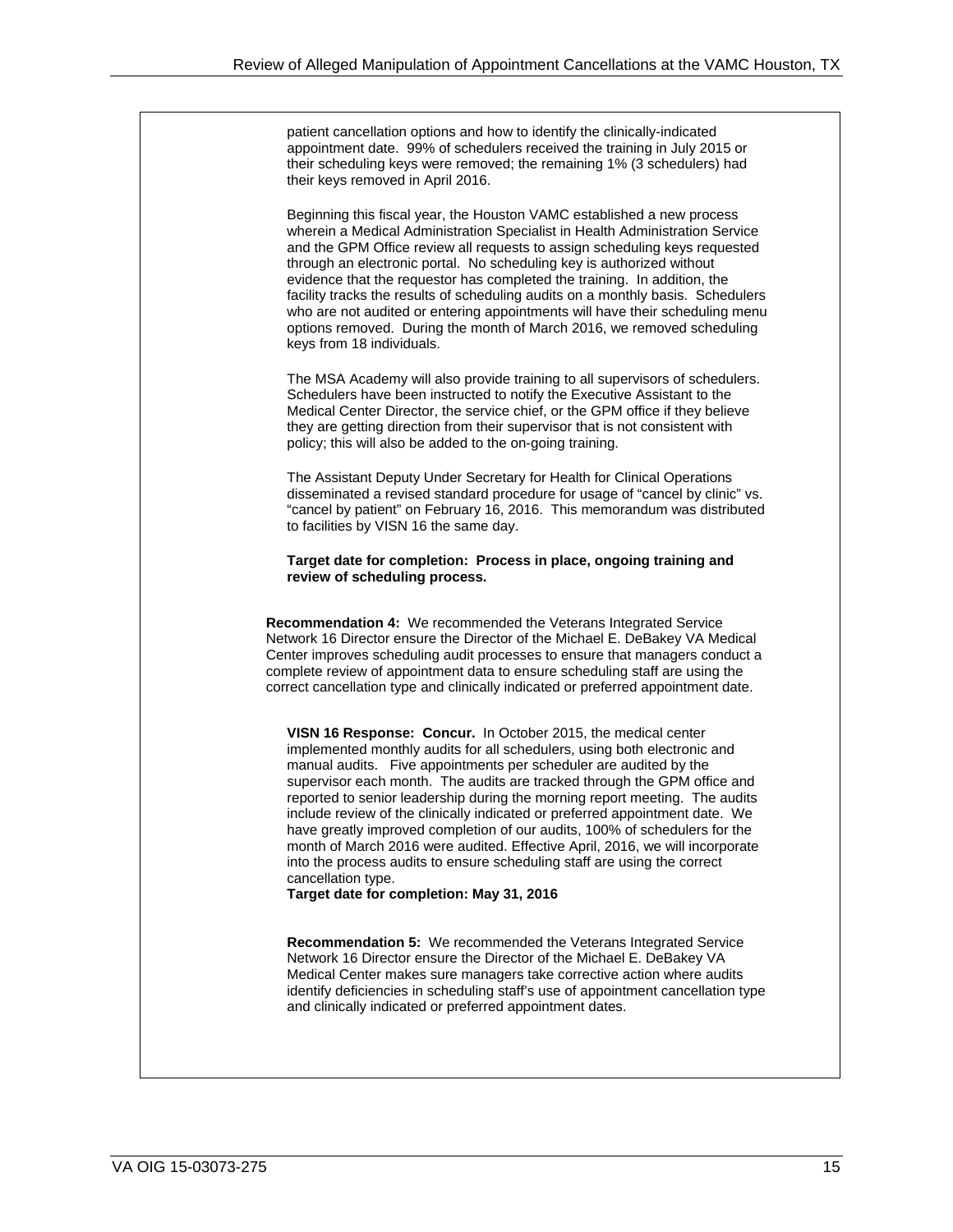patient cancellation options and how to identify the clinically-indicated appointment date. 99% of schedulers received the training in July 2015 or their scheduling keys were removed; the remaining 1% (3 schedulers) had their keys removed in April 2016.

Beginning this fiscal year, the Houston VAMC established a new process wherein a Medical Administration Specialist in Health Administration Service and the GPM Office review all requests to assign scheduling keys requested through an electronic portal. No scheduling key is authorized without evidence that the requestor has completed the training. In addition, the facility tracks the results of scheduling audits on a monthly basis. Schedulers who are not audited or entering appointments will have their scheduling menu options removed. During the month of March 2016, we removed scheduling keys from 18 individuals.

The MSA Academy will also provide training to all supervisors of schedulers. Schedulers have been instructed to notify the Executive Assistant to the Medical Center Director, the service chief, or the GPM office if they believe they are getting direction from their supervisor that is not consistent with policy; this will also be added to the on-going training.

The Assistant Deputy Under Secretary for Health for Clinical Operations disseminated a revised standard procedure for usage of "cancel by clinic" vs. "cancel by patient" on February 16, 2016. This memorandum was distributed to facilities by VISN 16 the same day.

**Target date for completion: Process in place, ongoing training and review of scheduling process.**

**Recommendation 4:** We recommended the Veterans Integrated Service Network 16 Director ensure the Director of the Michael E. DeBakey VA Medical Center improves scheduling audit processes to ensure that managers conduct a complete review of appointment data to ensure scheduling staff are using the correct cancellation type and clinically indicated or preferred appointment date.

**VISN 16 Response: Concur.** In October 2015, the medical center implemented monthly audits for all schedulers, using both electronic and manual audits. Five appointments per scheduler are audited by the supervisor each month. The audits are tracked through the GPM office and reported to senior leadership during the morning report meeting. The audits include review of the clinically indicated or preferred appointment date. We have greatly improved completion of our audits, 100% of schedulers for the month of March 2016 were audited. Effective April, 2016, we will incorporate into the process audits to ensure scheduling staff are using the correct cancellation type.

**Target date for completion: May 31, 2016**

**Recommendation 5:** We recommended the Veterans Integrated Service Network 16 Director ensure the Director of the Michael E. DeBakey VA Medical Center makes sure managers take corrective action where audits identify deficiencies in scheduling staff's use of appointment cancellation type and clinically indicated or preferred appointment dates.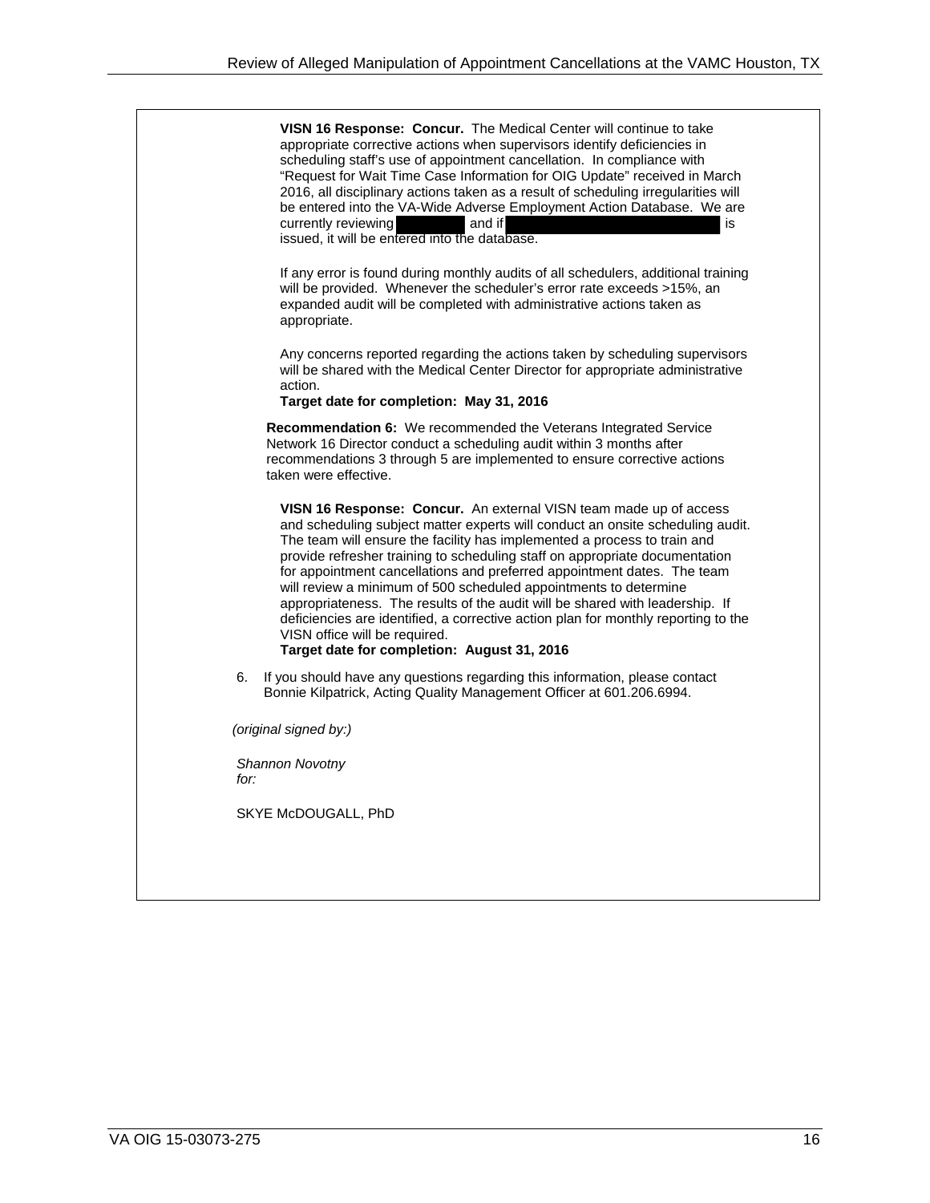**VISN 16 Response: Concur.** The Medical Center will continue to take appropriate corrective actions when supervisors identify deficiencies in scheduling staff's use of appointment cancellation. In compliance with "Request for Wait Time Case Information for OIG Update" received in March 2016, all disciplinary actions taken as a result of scheduling irregularities will be entered into the VA-Wide Adverse Employment Action Database. We are currently reviewing [redacted] and if [redacted] is issued, it will be entered into the database.

If any error is found during monthly audits of all schedulers, additional training will be provided. Whenever the scheduler's error rate exceeds >15%, an expanded audit will be completed with administrative actions taken as appropriate.

Any concerns reported regarding the actions taken by scheduling supervisors will be shared with the Medical Center Director for appropriate administrative action.

**Target date for completion: May 31, 2016**

**Recommendation 6:** We recommended the Veterans Integrated Service Network 16 Director conduct a scheduling audit within 3 months after recommendations 3 through 5 are implemented to ensure corrective actions taken were effective.

**VISN 16 Response: Concur.** An external VISN team made up of access and scheduling subject matter experts will conduct an onsite scheduling audit. The team will ensure the facility has implemented a process to train and provide refresher training to scheduling staff on appropriate documentation for appointment cancellations and preferred appointment dates. The team will review a minimum of 500 scheduled appointments to determine appropriateness. The results of the audit will be shared with leadership. If deficiencies are identified, a corrective action plan for monthly reporting to the VISN office will be required.

**Target date for completion: August 31, 2016**

6. If you should have any questions regarding this information, please contact Bonnie Kilpatrick, Acting Quality Management Officer at 601.206.6994.

*(original signed by:)*

*Shannon Novotny*
*for:*

SKYE McDOUGALL, PhD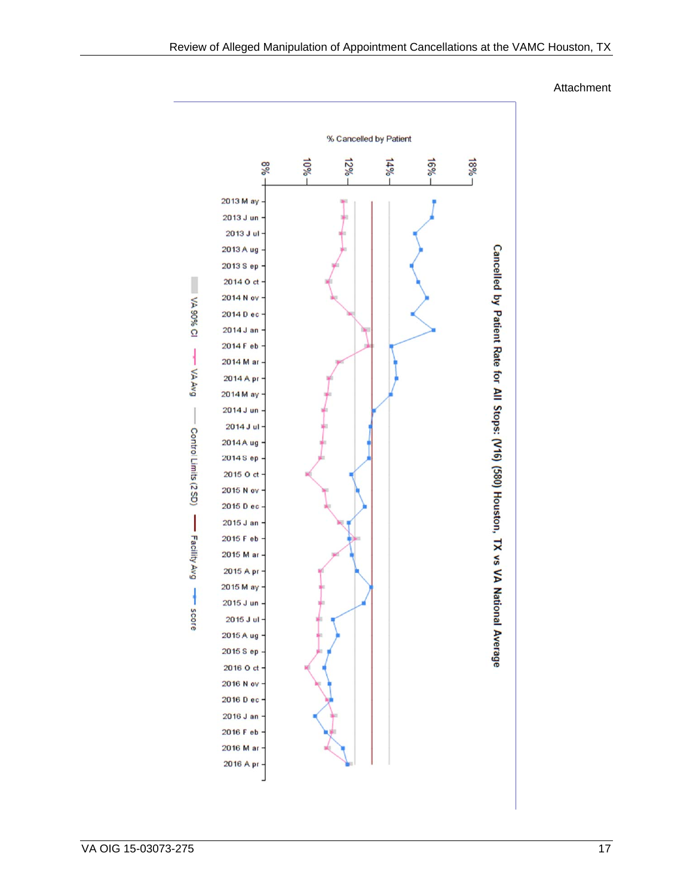# Attachment

**Cancelled by Patient Rate for All Stops: (V16) (580) Houston, TX vs VA National Average**

% Cancelled by Patient

8% 10% 12% 14% 16% 18%

2013 May, 2013 Jun, 2013 Jul, 2013 Aug, 2013 Sep, 2014 Oct, 2014 Nov, 2014 Dec, 2014 Jan, 2014 Feb, 2014 Mar, 2014 Apr, 2014 May, 2014 Jun, 2014 Jul, 2014 Aug, 2014 Sep, 2015 Oct, 2015 Nov, 2015 Dec, 2015 Jan, 2015 Feb, 2015 Mar, 2015 Apr, 2015 May, 2015 Jun, 2015 Jul, 2015 Aug, 2015 Sep, 2016 Oct, 2016 Nov, 2016 Dec, 2016 Jan, 2016 Feb, 2016 Mar, 2016 Apr

VA 90% CI — VA Avg — Control Limits (2 SD) — Facility Avg — score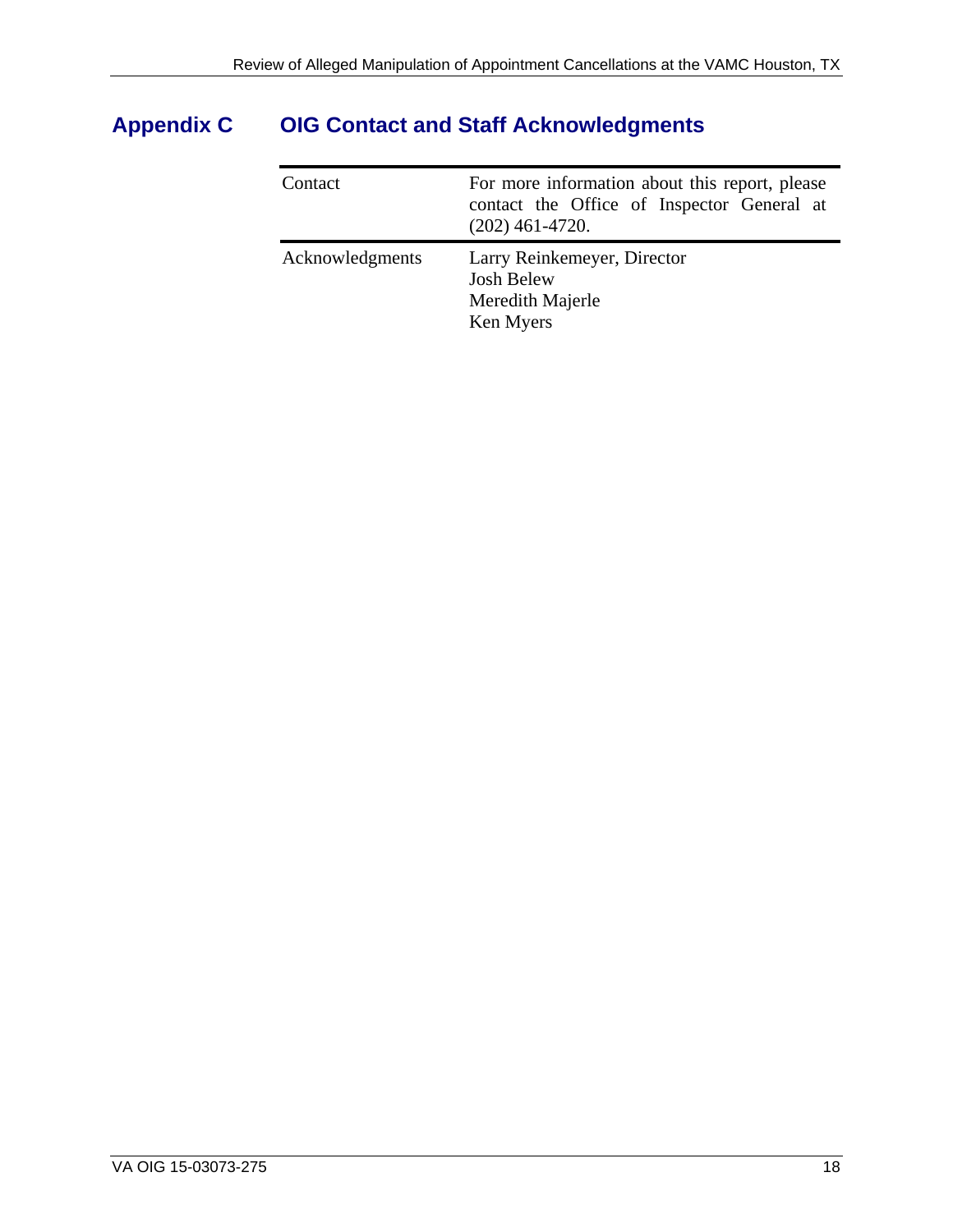## Appendix C OIG Contact and Staff Acknowledgments

| Contact | For more information about this report, please contact the Office of Inspector General at (202) 461-4720. |
|---|---|
| Acknowledgments | Larry Reinkemeyer, Director<br>Josh Belew<br>Meredith Majerle<br>Ken Myers |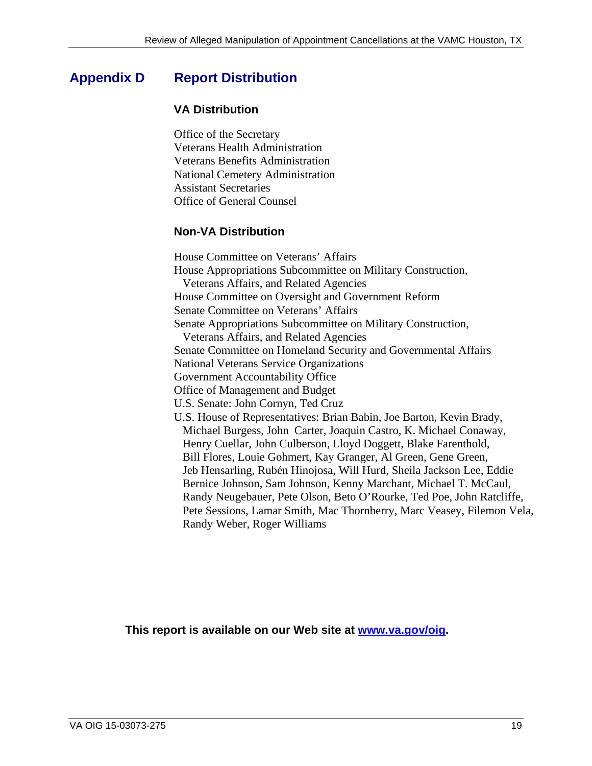# Appendix D Report Distribution

## VA Distribution

Office of the Secretary
Veterans Health Administration
Veterans Benefits Administration
National Cemetery Administration
Assistant Secretaries
Office of General Counsel

## Non-VA Distribution

House Committee on Veterans' Affairs
House Appropriations Subcommittee on Military Construction, Veterans Affairs, and Related Agencies
House Committee on Oversight and Government Reform
Senate Committee on Veterans' Affairs
Senate Appropriations Subcommittee on Military Construction, Veterans Affairs, and Related Agencies
Senate Committee on Homeland Security and Governmental Affairs
National Veterans Service Organizations
Government Accountability Office
Office of Management and Budget
U.S. Senate: John Cornyn, Ted Cruz
U.S. House of Representatives: Brian Babin, Joe Barton, Kevin Brady, Michael Burgess, John Carter, Joaquin Castro, K. Michael Conaway, Henry Cuellar, John Culberson, Lloyd Doggett, Blake Farenthold, Bill Flores, Louie Gohmert, Kay Granger, Al Green, Gene Green, Jeb Hensarling, Rubén Hinojosa, Will Hurd, Sheila Jackson Lee, Eddie Bernice Johnson, Sam Johnson, Kenny Marchant, Michael T. McCaul, Randy Neugebauer, Pete Olson, Beto O'Rourke, Ted Poe, John Ratcliffe, Pete Sessions, Lamar Smith, Mac Thornberry, Marc Veasey, Filemon Vela, Randy Weber, Roger Williams

**This report is available on our Web site at [www.va.gov/oig](http://www.va.gov/oig).**